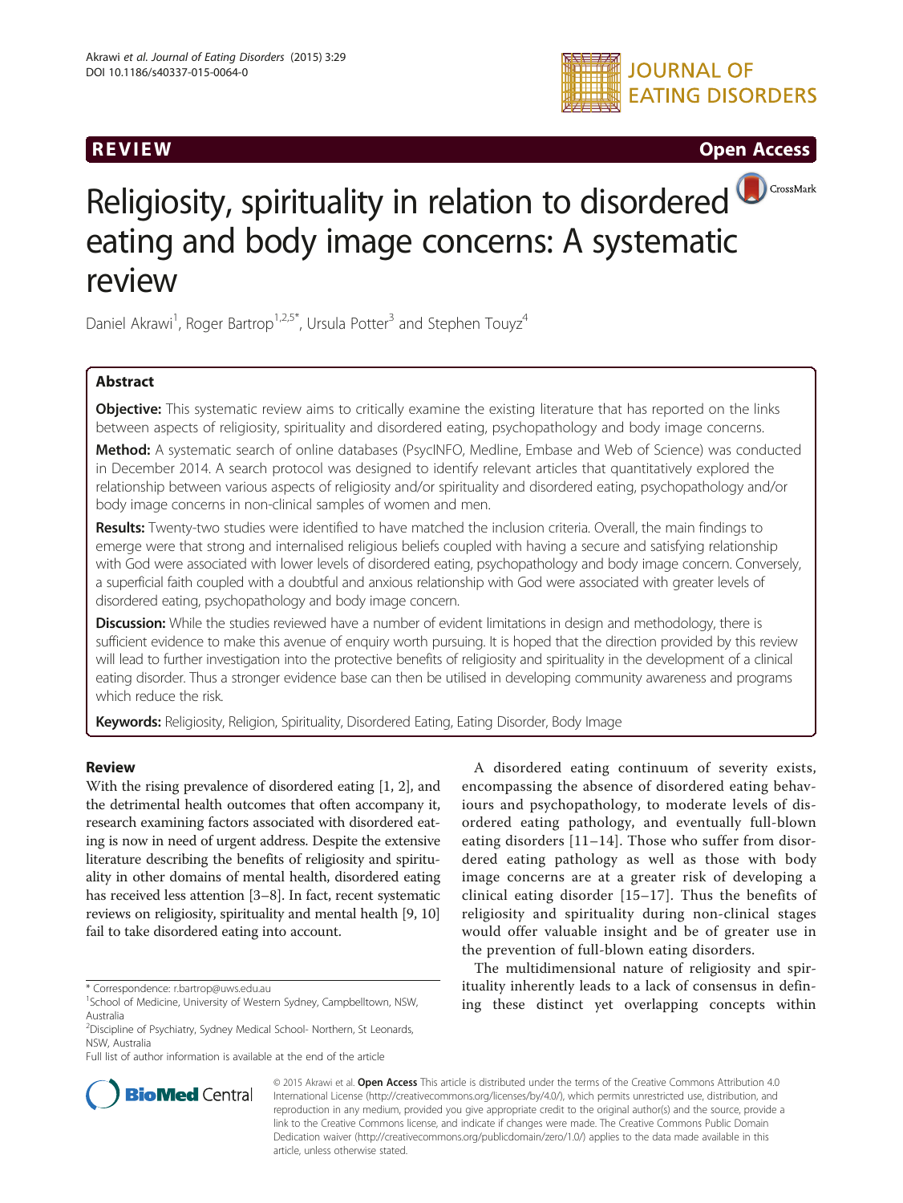REVIEW

Open Access

# Religiosity, spirituality in relation to disordered eating and body image concerns: A systematic review

Daniel Akrawi[1], Roger Bartrop[1,2,5*], Ursula Potter[3] and Stephen Touyz[4]

## Abstract

**Objective:** This systematic review aims to critically examine the existing literature that has reported on the links between aspects of religiosity, spirituality and disordered eating, psychopathology and body image concerns.

**Method:** A systematic search of online databases (PsycINFO, Medline, Embase and Web of Science) was conducted in December 2014. A search protocol was designed to identify relevant articles that quantitatively explored the relationship between various aspects of religiosity and/or spirituality and disordered eating, psychopathology and/or body image concerns in non-clinical samples of women and men.

**Results:** Twenty-two studies were identified to have matched the inclusion criteria. Overall, the main findings to emerge were that strong and internalised religious beliefs coupled with having a secure and satisfying relationship with God were associated with lower levels of disordered eating, psychopathology and body image concern. Conversely, a superficial faith coupled with a doubtful and anxious relationship with God were associated with greater levels of disordered eating, psychopathology and body image concern.

**Discussion:** While the studies reviewed have a number of evident limitations in design and methodology, there is sufficient evidence to make this avenue of enquiry worth pursuing. It is hoped that the direction provided by this review will lead to further investigation into the protective benefits of religiosity and spirituality in the development of a clinical eating disorder. Thus a stronger evidence base can then be utilised in developing community awareness and programs which reduce the risk.

**Keywords:** Religiosity, Religion, Spirituality, Disordered Eating, Eating Disorder, Body Image

## Review

With the rising prevalence of disordered eating [1, 2], and the detrimental health outcomes that often accompany it, research examining factors associated with disordered eating is now in need of urgent address. Despite the extensive literature describing the benefits of religiosity and spirituality in other domains of mental health, disordered eating has received less attention [3–8]. In fact, recent systematic reviews on religiosity, spirituality and mental health [9, 10] fail to take disordered eating into account.

A disordered eating continuum of severity exists, encompassing the absence of disordered eating behaviours and psychopathology, to moderate levels of disordered eating pathology, and eventually full-blown eating disorders [11–14]. Those who suffer from disordered eating pathology as well as those with body image concerns are at a greater risk of developing a clinical eating disorder [15–17]. Thus the benefits of religiosity and spirituality during non-clinical stages would offer valuable insight and be of greater use in the prevention of full-blown eating disorders.

The multidimensional nature of religiosity and spirituality inherently leads to a lack of consensus in defining these distinct yet overlapping concepts within

\* Correspondence: r.bartrop@uws.edu.au
[1]School of Medicine, University of Western Sydney, Campbelltown, NSW, Australia
[2]Discipline of Psychiatry, Sydney Medical School- Northern, St Leonards, NSW, Australia
Full list of author information is available at the end of the article

© 2015 Akrawi et al. **Open Access** This article is distributed under the terms of the Creative Commons Attribution 4.0 International License (http://creativecommons.org/licenses/by/4.0/), which permits unrestricted use, distribution, and reproduction in any medium, provided you give appropriate credit to the original author(s) and the source, provide a link to the Creative Commons license, and indicate if changes were made. The Creative Commons Public Domain Dedication waiver (http://creativecommons.org/publicdomain/zero/1.0/) applies to the data made available in this article, unless otherwise stated.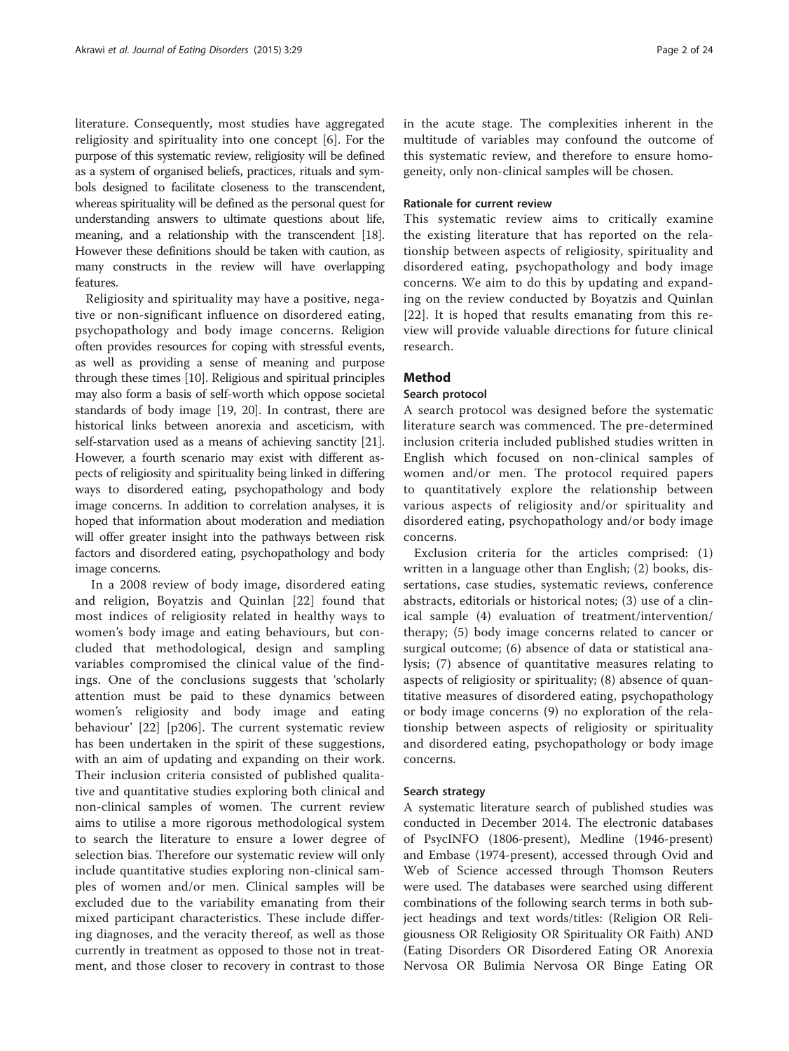literature. Consequently, most studies have aggregated religiosity and spirituality into one concept [6]. For the purpose of this systematic review, religiosity will be defined as a system of organised beliefs, practices, rituals and symbols designed to facilitate closeness to the transcendent, whereas spirituality will be defined as the personal quest for understanding answers to ultimate questions about life, meaning, and a relationship with the transcendent [18]. However these definitions should be taken with caution, as many constructs in the review will have overlapping features.

Religiosity and spirituality may have a positive, negative or non-significant influence on disordered eating, psychopathology and body image concerns. Religion often provides resources for coping with stressful events, as well as providing a sense of meaning and purpose through these times [10]. Religious and spiritual principles may also form a basis of self-worth which oppose societal standards of body image [19, 20]. In contrast, there are historical links between anorexia and asceticism, with self-starvation used as a means of achieving sanctity [21]. However, a fourth scenario may exist with different aspects of religiosity and spirituality being linked in differing ways to disordered eating, psychopathology and body image concerns. In addition to correlation analyses, it is hoped that information about moderation and mediation will offer greater insight into the pathways between risk factors and disordered eating, psychopathology and body image concerns.

In a 2008 review of body image, disordered eating and religion, Boyatzis and Quinlan [22] found that most indices of religiosity related in healthy ways to women's body image and eating behaviours, but concluded that methodological, design and sampling variables compromised the clinical value of the findings. One of the conclusions suggests that 'scholarly attention must be paid to these dynamics between women's religiosity and body image and eating behaviour' [22] [p206]. The current systematic review has been undertaken in the spirit of these suggestions, with an aim of updating and expanding on their work. Their inclusion criteria consisted of published qualitative and quantitative studies exploring both clinical and non-clinical samples of women. The current review aims to utilise a more rigorous methodological system to search the literature to ensure a lower degree of selection bias. Therefore our systematic review will only include quantitative studies exploring non-clinical samples of women and/or men. Clinical samples will be excluded due to the variability emanating from their mixed participant characteristics. These include differing diagnoses, and the veracity thereof, as well as those currently in treatment as opposed to those not in treatment, and those closer to recovery in contrast to those in the acute stage. The complexities inherent in the multitude of variables may confound the outcome of this systematic review, and therefore to ensure homogeneity, only non-clinical samples will be chosen.

### Rationale for current review

This systematic review aims to critically examine the existing literature that has reported on the relationship between aspects of religiosity, spirituality and disordered eating, psychopathology and body image concerns. We aim to do this by updating and expanding on the review conducted by Boyatzis and Quinlan [22]. It is hoped that results emanating from this review will provide valuable directions for future clinical research.

## Method

### Search protocol

A search protocol was designed before the systematic literature search was commenced. The pre-determined inclusion criteria included published studies written in English which focused on non-clinical samples of women and/or men. The protocol required papers to quantitatively explore the relationship between various aspects of religiosity and/or spirituality and disordered eating, psychopathology and/or body image concerns.

Exclusion criteria for the articles comprised: (1) written in a language other than English; (2) books, dissertations, case studies, systematic reviews, conference abstracts, editorials or historical notes; (3) use of a clinical sample (4) evaluation of treatment/intervention/therapy; (5) body image concerns related to cancer or surgical outcome; (6) absence of data or statistical analysis; (7) absence of quantitative measures relating to aspects of religiosity or spirituality; (8) absence of quantitative measures of disordered eating, psychopathology or body image concerns (9) no exploration of the relationship between aspects of religiosity or spirituality and disordered eating, psychopathology or body image concerns.

### Search strategy

A systematic literature search of published studies was conducted in December 2014. The electronic databases of PsycINFO (1806-present), Medline (1946-present) and Embase (1974-present), accessed through Ovid and Web of Science accessed through Thomson Reuters were used. The databases were searched using different combinations of the following search terms in both subject headings and text words/titles: (Religion OR Religiousness OR Religiosity OR Spirituality OR Faith) AND (Eating Disorders OR Disordered Eating OR Anorexia Nervosa OR Bulimia Nervosa OR Binge Eating OR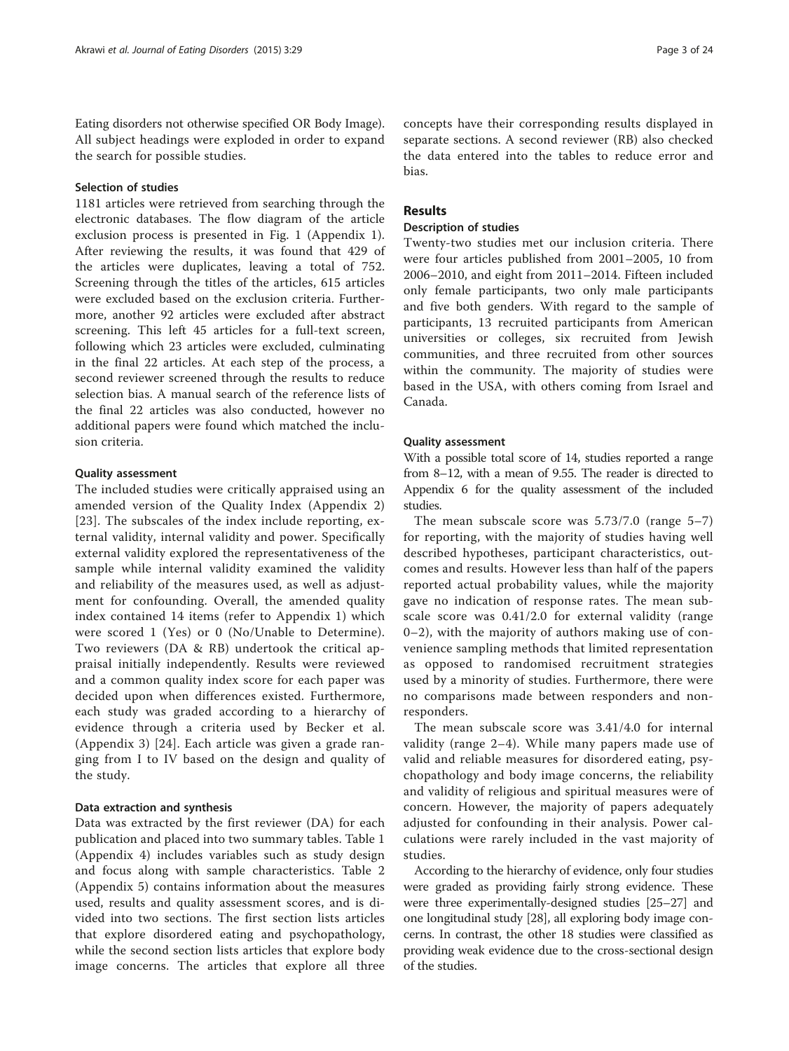Eating disorders not otherwise specified OR Body Image). All subject headings were exploded in order to expand the search for possible studies.

#### Selection of studies

1181 articles were retrieved from searching through the electronic databases. The flow diagram of the article exclusion process is presented in Fig. 1 (Appendix 1). After reviewing the results, it was found that 429 of the articles were duplicates, leaving a total of 752. Screening through the titles of the articles, 615 articles were excluded based on the exclusion criteria. Furthermore, another 92 articles were excluded after abstract screening. This left 45 articles for a full-text screen, following which 23 articles were excluded, culminating in the final 22 articles. At each step of the process, a second reviewer screened through the results to reduce selection bias. A manual search of the reference lists of the final 22 articles was also conducted, however no additional papers were found which matched the inclusion criteria.

#### Quality assessment

The included studies were critically appraised using an amended version of the Quality Index (Appendix 2) [23]. The subscales of the index include reporting, external validity, internal validity and power. Specifically external validity explored the representativeness of the sample while internal validity examined the validity and reliability of the measures used, as well as adjustment for confounding. Overall, the amended quality index contained 14 items (refer to Appendix 1) which were scored 1 (Yes) or 0 (No/Unable to Determine). Two reviewers (DA & RB) undertook the critical appraisal initially independently. Results were reviewed and a common quality index score for each paper was decided upon when differences existed. Furthermore, each study was graded according to a hierarchy of evidence through a criteria used by Becker et al. (Appendix 3) [24]. Each article was given a grade ranging from I to IV based on the design and quality of the study.

#### Data extraction and synthesis

Data was extracted by the first reviewer (DA) for each publication and placed into two summary tables. Table 1 (Appendix 4) includes variables such as study design and focus along with sample characteristics. Table 2 (Appendix 5) contains information about the measures used, results and quality assessment scores, and is divided into two sections. The first section lists articles that explore disordered eating and psychopathology, while the second section lists articles that explore body image concerns. The articles that explore all three concepts have their corresponding results displayed in separate sections. A second reviewer (RB) also checked the data entered into the tables to reduce error and bias.

## Results

#### Description of studies

Twenty-two studies met our inclusion criteria. There were four articles published from 2001–2005, 10 from 2006–2010, and eight from 2011–2014. Fifteen included only female participants, two only male participants and five both genders. With regard to the sample of participants, 13 recruited participants from American universities or colleges, six recruited from Jewish communities, and three recruited from other sources within the community. The majority of studies were based in the USA, with others coming from Israel and Canada.

#### Quality assessment

With a possible total score of 14, studies reported a range from 8–12, with a mean of 9.55. The reader is directed to Appendix 6 for the quality assessment of the included studies.

The mean subscale score was 5.73/7.0 (range 5–7) for reporting, with the majority of studies having well described hypotheses, participant characteristics, outcomes and results. However less than half of the papers reported actual probability values, while the majority gave no indication of response rates. The mean subscale score was 0.41/2.0 for external validity (range 0–2), with the majority of authors making use of convenience sampling methods that limited representation as opposed to randomised recruitment strategies used by a minority of studies. Furthermore, there were no comparisons made between responders and non-responders.

The mean subscale score was 3.41/4.0 for internal validity (range 2–4). While many papers made use of valid and reliable measures for disordered eating, psychopathology and body image concerns, the reliability and validity of religious and spiritual measures were of concern. However, the majority of papers adequately adjusted for confounding in their analysis. Power calculations were rarely included in the vast majority of studies.

According to the hierarchy of evidence, only four studies were graded as providing fairly strong evidence. These were three experimentally-designed studies [25–27] and one longitudinal study [28], all exploring body image concerns. In contrast, the other 18 studies were classified as providing weak evidence due to the cross-sectional design of the studies.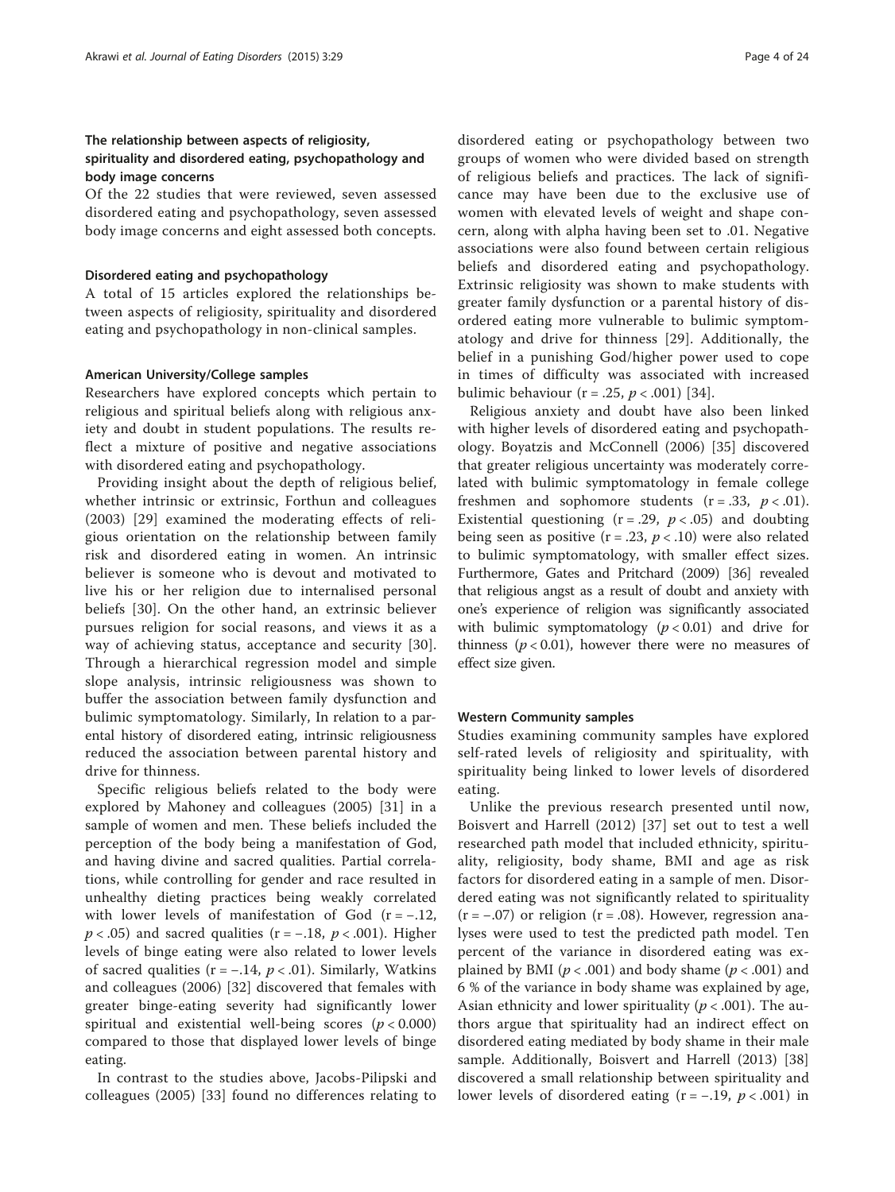### The relationship between aspects of religiosity, spirituality and disordered eating, psychopathology and body image concerns

Of the 22 studies that were reviewed, seven assessed disordered eating and psychopathology, seven assessed body image concerns and eight assessed both concepts.

#### Disordered eating and psychopathology

A total of 15 articles explored the relationships between aspects of religiosity, spirituality and disordered eating and psychopathology in non-clinical samples.

##### American University/College samples

Researchers have explored concepts which pertain to religious and spiritual beliefs along with religious anxiety and doubt in student populations. The results reflect a mixture of positive and negative associations with disordered eating and psychopathology.

Providing insight about the depth of religious belief, whether intrinsic or extrinsic, Forthun and colleagues (2003) [29] examined the moderating effects of religious orientation on the relationship between family risk and disordered eating in women. An intrinsic believer is someone who is devout and motivated to live his or her religion due to internalised personal beliefs [30]. On the other hand, an extrinsic believer pursues religion for social reasons, and views it as a way of achieving status, acceptance and security [30]. Through a hierarchical regression model and simple slope analysis, intrinsic religiousness was shown to buffer the association between family dysfunction and bulimic symptomatology. Similarly, In relation to a parental history of disordered eating, intrinsic religiousness reduced the association between parental history and drive for thinness.

Specific religious beliefs related to the body were explored by Mahoney and colleagues (2005) [31] in a sample of women and men. These beliefs included the perception of the body being a manifestation of God, and having divine and sacred qualities. Partial correlations, while controlling for gender and race resulted in unhealthy dieting practices being weakly correlated with lower levels of manifestation of God ($r = -.12$, $p < .05$) and sacred qualities ($r = -.18$, $p < .001$). Higher levels of binge eating were also related to lower levels of sacred qualities ($r = -.14$, $p < .01$). Similarly, Watkins and colleagues (2006) [32] discovered that females with greater binge-eating severity had significantly lower spiritual and existential well-being scores ($p < 0.000$) compared to those that displayed lower levels of binge eating.

In contrast to the studies above, Jacobs-Pilipski and colleagues (2005) [33] found no differences relating to disordered eating or psychopathology between two groups of women who were divided based on strength of religious beliefs and practices. The lack of significance may have been due to the exclusive use of women with elevated levels of weight and shape concern, along with alpha having been set to .01. Negative associations were also found between certain religious beliefs and disordered eating and psychopathology. Extrinsic religiosity was shown to make students with greater family dysfunction or a parental history of disordered eating more vulnerable to bulimic symptomatology and drive for thinness [29]. Additionally, the belief in a punishing God/higher power used to cope in times of difficulty was associated with increased bulimic behaviour ($r = .25$, $p < .001$) [34].

Religious anxiety and doubt have also been linked with higher levels of disordered eating and psychopathology. Boyatzis and McConnell (2006) [35] discovered that greater religious uncertainty was moderately correlated with bulimic symptomatology in female college freshmen and sophomore students ($r = .33$, $p < .01$). Existential questioning ($r = .29$, $p < .05$) and doubting being seen as positive ($r = .23$, $p < .10$) were also related to bulimic symptomatology, with smaller effect sizes. Furthermore, Gates and Pritchard (2009) [36] revealed that religious angst as a result of doubt and anxiety with one's experience of religion was significantly associated with bulimic symptomatology ($p < 0.01$) and drive for thinness ($p < 0.01$), however there were no measures of effect size given.

##### Western Community samples

Studies examining community samples have explored self-rated levels of religiosity and spirituality, with spirituality being linked to lower levels of disordered eating.

Unlike the previous research presented until now, Boisvert and Harrell (2012) [37] set out to test a well researched path model that included ethnicity, spirituality, religiosity, body shame, BMI and age as risk factors for disordered eating in a sample of men. Disordered eating was not significantly related to spirituality ($r = -.07$) or religion ($r = .08$). However, regression analyses were used to test the predicted path model. Ten percent of the variance in disordered eating was explained by BMI ($p < .001$) and body shame ($p < .001$) and 6 % of the variance in body shame was explained by age, Asian ethnicity and lower spirituality ($p < .001$). The authors argue that spirituality had an indirect effect on disordered eating mediated by body shame in their male sample. Additionally, Boisvert and Harrell (2013) [38] discovered a small relationship between spirituality and lower levels of disordered eating ($r = -.19$, $p < .001$) in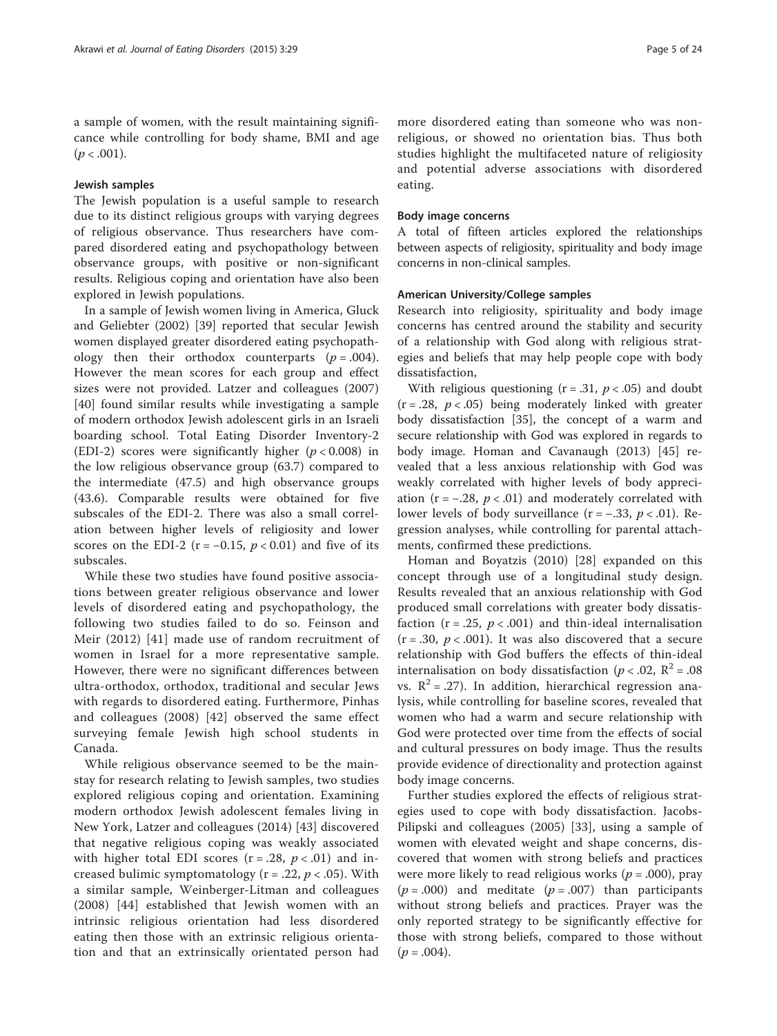a sample of women, with the result maintaining significance while controlling for body shame, BMI and age ($p < .001$).

### Jewish samples

The Jewish population is a useful sample to research due to its distinct religious groups with varying degrees of religious observance. Thus researchers have compared disordered eating and psychopathology between observance groups, with positive or non-significant results. Religious coping and orientation have also been explored in Jewish populations.

In a sample of Jewish women living in America, Gluck and Geliebter (2002) [39] reported that secular Jewish women displayed greater disordered eating psychopathology then their orthodox counterparts ($p = .004$). However the mean scores for each group and effect sizes were not provided. Latzer and colleagues (2007) [40] found similar results while investigating a sample of modern orthodox Jewish adolescent girls in an Israeli boarding school. Total Eating Disorder Inventory-2 (EDI-2) scores were significantly higher ($p < 0.008$) in the low religious observance group (63.7) compared to the intermediate (47.5) and high observance groups (43.6). Comparable results were obtained for five subscales of the EDI-2. There was also a small correlation between higher levels of religiosity and lower scores on the EDI-2 ($r = -0.15$, $p < 0.01$) and five of its subscales.

While these two studies have found positive associations between greater religious observance and lower levels of disordered eating and psychopathology, the following two studies failed to do so. Feinson and Meir (2012) [41] made use of random recruitment of women in Israel for a more representative sample. However, there were no significant differences between ultra-orthodox, orthodox, traditional and secular Jews with regards to disordered eating. Furthermore, Pinhas and colleagues (2008) [42] observed the same effect surveying female Jewish high school students in Canada.

While religious observance seemed to be the mainstay for research relating to Jewish samples, two studies explored religious coping and orientation. Examining modern orthodox Jewish adolescent females living in New York, Latzer and colleagues (2014) [43] discovered that negative religious coping was weakly associated with higher total EDI scores ($r = .28$, $p < .01$) and increased bulimic symptomatology ($r = .22$, $p < .05$). With a similar sample, Weinberger-Litman and colleagues (2008) [44] established that Jewish women with an intrinsic religious orientation had less disordered eating then those with an extrinsic religious orientation and that an extrinsically orientated person had more disordered eating than someone who was non-religious, or showed no orientation bias. Thus both studies highlight the multifaceted nature of religiosity and potential adverse associations with disordered eating.

## Body image concerns

A total of fifteen articles explored the relationships between aspects of religiosity, spirituality and body image concerns in non-clinical samples.

### American University/College samples

Research into religiosity, spirituality and body image concerns has centred around the stability and security of a relationship with God along with religious strategies and beliefs that may help people cope with body dissatisfaction,

With religious questioning ($r = .31$, $p < .05$) and doubt ($r = .28$, $p < .05$) being moderately linked with greater body dissatisfaction [35], the concept of a warm and secure relationship with God was explored in regards to body image. Homan and Cavanaugh (2013) [45] revealed that a less anxious relationship with God was weakly correlated with higher levels of body appreciation ($r = -.28$, $p < .01$) and moderately correlated with lower levels of body surveillance ($r = -.33$, $p < .01$). Regression analyses, while controlling for parental attachments, confirmed these predictions.

Homan and Boyatzis (2010) [28] expanded on this concept through use of a longitudinal study design. Results revealed that an anxious relationship with God produced small correlations with greater body dissatisfaction ($r = .25$, $p < .001$) and thin-ideal internalisation ($r = .30$, $p < .001$). It was also discovered that a secure relationship with God buffers the effects of thin-ideal internalisation on body dissatisfaction ($p < .02$, $R^2 = .08$ vs. $R^2 = .27$). In addition, hierarchical regression analysis, while controlling for baseline scores, revealed that women who had a warm and secure relationship with God were protected over time from the effects of social and cultural pressures on body image. Thus the results provide evidence of directionality and protection against body image concerns.

Further studies explored the effects of religious strategies used to cope with body dissatisfaction. Jacobs-Pilipski and colleagues (2005) [33], using a sample of women with elevated weight and shape concerns, discovered that women with strong beliefs and practices were more likely to read religious works ($p = .000$), pray ($p = .000$) and meditate ($p = .007$) than participants without strong beliefs and practices. Prayer was the only reported strategy to be significantly effective for those with strong beliefs, compared to those without ($p = .004$).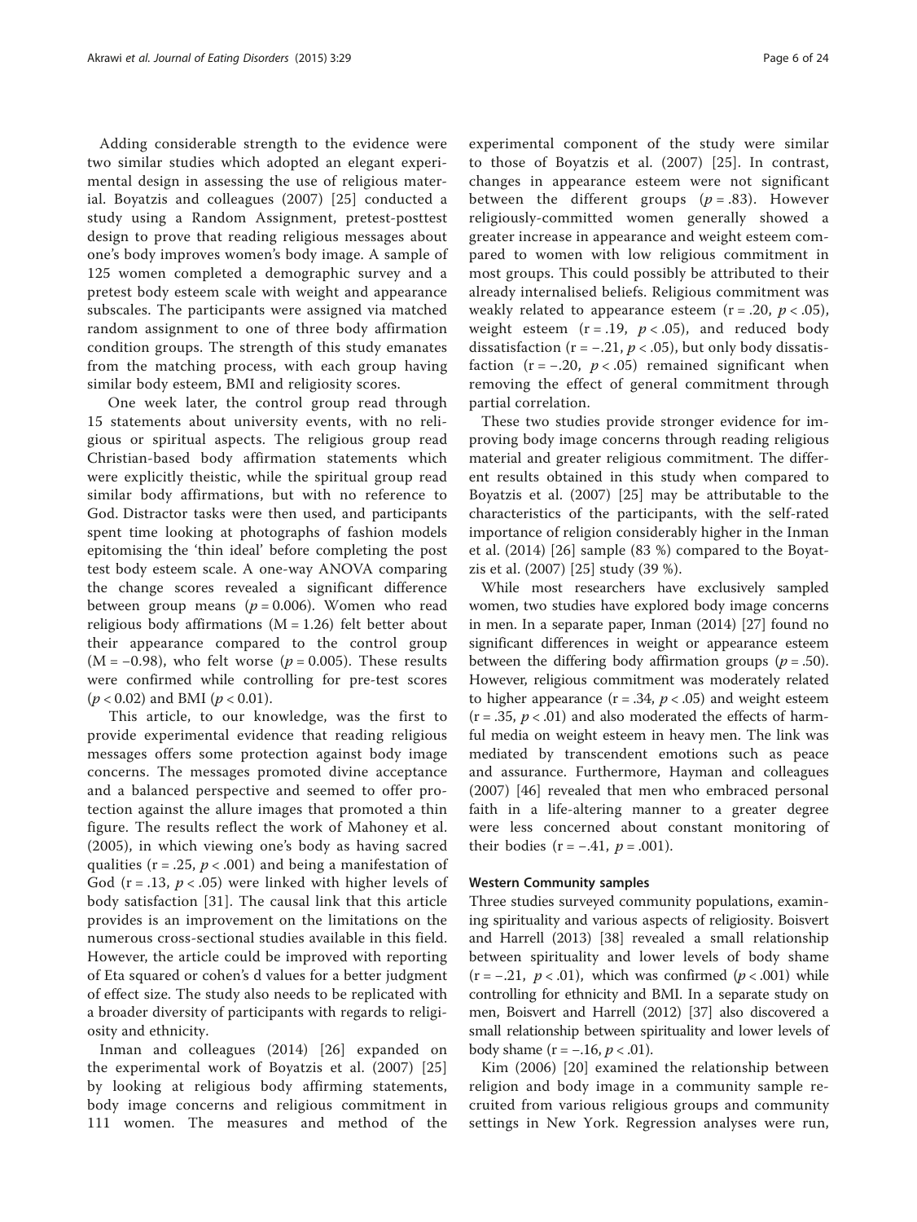Adding considerable strength to the evidence were two similar studies which adopted an elegant experimental design in assessing the use of religious material. Boyatzis and colleagues (2007) [25] conducted a study using a Random Assignment, pretest-posttest design to prove that reading religious messages about one's body improves women's body image. A sample of 125 women completed a demographic survey and a pretest body esteem scale with weight and appearance subscales. The participants were assigned via matched random assignment to one of three body affirmation condition groups. The strength of this study emanates from the matching process, with each group having similar body esteem, BMI and religiosity scores.

One week later, the control group read through 15 statements about university events, with no religious or spiritual aspects. The religious group read Christian-based body affirmation statements which were explicitly theistic, while the spiritual group read similar body affirmations, but with no reference to God. Distractor tasks were then used, and participants spent time looking at photographs of fashion models epitomising the 'thin ideal' before completing the post test body esteem scale. A one-way ANOVA comparing the change scores revealed a significant difference between group means ($p = 0.006$). Women who read religious body affirmations ($M = 1.26$) felt better about their appearance compared to the control group ($M = -0.98$), who felt worse ($p = 0.005$). These results were confirmed while controlling for pre-test scores ($p < 0.02$) and BMI ($p < 0.01$).

This article, to our knowledge, was the first to provide experimental evidence that reading religious messages offers some protection against body image concerns. The messages promoted divine acceptance and a balanced perspective and seemed to offer protection against the allure images that promoted a thin figure. The results reflect the work of Mahoney et al. (2005), in which viewing one's body as having sacred qualities ($r = .25$, $p < .001$) and being a manifestation of God ($r = .13$, $p < .05$) were linked with higher levels of body satisfaction [31]. The causal link that this article provides is an improvement on the limitations on the numerous cross-sectional studies available in this field. However, the article could be improved with reporting of Eta squared or cohen's d values for a better judgment of effect size. The study also needs to be replicated with a broader diversity of participants with regards to religiosity and ethnicity.

Inman and colleagues (2014) [26] expanded on the experimental work of Boyatzis et al. (2007) [25] by looking at religious body affirming statements, body image concerns and religious commitment in 111 women. The measures and method of the experimental component of the study were similar to those of Boyatzis et al. (2007) [25]. In contrast, changes in appearance esteem were not significant between the different groups ($p = .83$). However religiously-committed women generally showed a greater increase in appearance and weight esteem compared to women with low religious commitment in most groups. This could possibly be attributed to their already internalised beliefs. Religious commitment was weakly related to appearance esteem ($r = .20$, $p < .05$), weight esteem ($r = .19$, $p < .05$), and reduced body dissatisfaction ($r = -.21$, $p < .05$), but only body dissatisfaction ($r = -.20$, $p < .05$) remained significant when removing the effect of general commitment through partial correlation.

These two studies provide stronger evidence for improving body image concerns through reading religious material and greater religious commitment. The different results obtained in this study when compared to Boyatzis et al. (2007) [25] may be attributable to the characteristics of the participants, with the self-rated importance of religion considerably higher in the Inman et al. (2014) [26] sample (83 %) compared to the Boyatzis et al. (2007) [25] study (39 %).

While most researchers have exclusively sampled women, two studies have explored body image concerns in men. In a separate paper, Inman (2014) [27] found no significant differences in weight or appearance esteem between the differing body affirmation groups ($p = .50$). However, religious commitment was moderately related to higher appearance ($r = .34$, $p < .05$) and weight esteem ($r = .35$, $p < .01$) and also moderated the effects of harmful media on weight esteem in heavy men. The link was mediated by transcendent emotions such as peace and assurance. Furthermore, Hayman and colleagues (2007) [46] revealed that men who embraced personal faith in a life-altering manner to a greater degree were less concerned about constant monitoring of their bodies ($r = -.41$, $p = .001$).

#### Western Community samples

Three studies surveyed community populations, examining spirituality and various aspects of religiosity. Boisvert and Harrell (2013) [38] revealed a small relationship between spirituality and lower levels of body shame ($r = -.21$, $p < .01$), which was confirmed ($p < .001$) while controlling for ethnicity and BMI. In a separate study on men, Boisvert and Harrell (2012) [37] also discovered a small relationship between spirituality and lower levels of body shame ($r = -.16$, $p < .01$).

Kim (2006) [20] examined the relationship between religion and body image in a community sample recruited from various religious groups and community settings in New York. Regression analyses were run,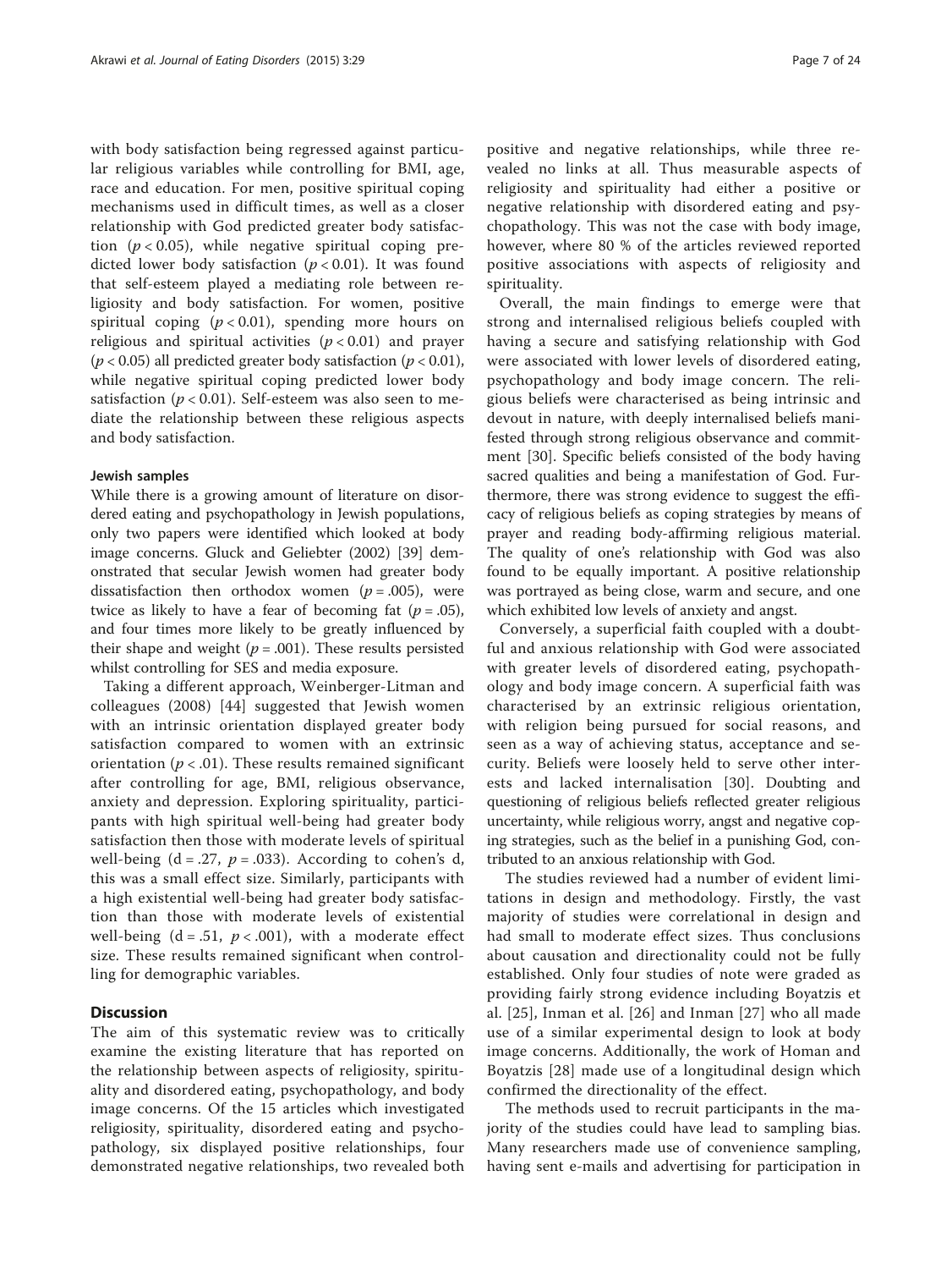with body satisfaction being regressed against particular religious variables while controlling for BMI, age, race and education. For men, positive spiritual coping mechanisms used in difficult times, as well as a closer relationship with God predicted greater body satisfaction ($p < 0.05$), while negative spiritual coping predicted lower body satisfaction ($p < 0.01$). It was found that self-esteem played a mediating role between religiosity and body satisfaction. For women, positive spiritual coping ($p < 0.01$), spending more hours on religious and spiritual activities ($p < 0.01$) and prayer ($p < 0.05$) all predicted greater body satisfaction ($p < 0.01$), while negative spiritual coping predicted lower body satisfaction ($p < 0.01$). Self-esteem was also seen to mediate the relationship between these religious aspects and body satisfaction.

### Jewish samples

While there is a growing amount of literature on disordered eating and psychopathology in Jewish populations, only two papers were identified which looked at body image concerns. Gluck and Geliebter (2002) [39] demonstrated that secular Jewish women had greater body dissatisfaction then orthodox women ($p = .005$), were twice as likely to have a fear of becoming fat ($p = .05$), and four times more likely to be greatly influenced by their shape and weight ($p = .001$). These results persisted whilst controlling for SES and media exposure.

Taking a different approach, Weinberger-Litman and colleagues (2008) [44] suggested that Jewish women with an intrinsic orientation displayed greater body satisfaction compared to women with an extrinsic orientation ($p < .01$). These results remained significant after controlling for age, BMI, religious observance, anxiety and depression. Exploring spirituality, participants with high spiritual well-being had greater body satisfaction then those with moderate levels of spiritual well-being ($d = .27$, $p = .033$). According to cohen's d, this was a small effect size. Similarly, participants with a high existential well-being had greater body satisfaction than those with moderate levels of existential well-being ($d = .51$, $p < .001$), with a moderate effect size. These results remained significant when controlling for demographic variables.

## Discussion

The aim of this systematic review was to critically examine the existing literature that has reported on the relationship between aspects of religiosity, spirituality and disordered eating, psychopathology, and body image concerns. Of the 15 articles which investigated religiosity, spirituality, disordered eating and psychopathology, six displayed positive relationships, four demonstrated negative relationships, two revealed both positive and negative relationships, while three revealed no links at all. Thus measurable aspects of religiosity and spirituality had either a positive or negative relationship with disordered eating and psychopathology. This was not the case with body image, however, where 80 % of the articles reviewed reported positive associations with aspects of religiosity and spirituality.

Overall, the main findings to emerge were that strong and internalised religious beliefs coupled with having a secure and satisfying relationship with God were associated with lower levels of disordered eating, psychopathology and body image concern. The religious beliefs were characterised as being intrinsic and devout in nature, with deeply internalised beliefs manifested through strong religious observance and commitment [30]. Specific beliefs consisted of the body having sacred qualities and being a manifestation of God. Furthermore, there was strong evidence to suggest the efficacy of religious beliefs as coping strategies by means of prayer and reading body-affirming religious material. The quality of one's relationship with God was also found to be equally important. A positive relationship was portrayed as being close, warm and secure, and one which exhibited low levels of anxiety and angst.

Conversely, a superficial faith coupled with a doubtful and anxious relationship with God were associated with greater levels of disordered eating, psychopathology and body image concern. A superficial faith was characterised by an extrinsic religious orientation, with religion being pursued for social reasons, and seen as a way of achieving status, acceptance and security. Beliefs were loosely held to serve other interests and lacked internalisation [30]. Doubting and questioning of religious beliefs reflected greater religious uncertainty, while religious worry, angst and negative coping strategies, such as the belief in a punishing God, contributed to an anxious relationship with God.

The studies reviewed had a number of evident limitations in design and methodology. Firstly, the vast majority of studies were correlational in design and had small to moderate effect sizes. Thus conclusions about causation and directionality could not be fully established. Only four studies of note were graded as providing fairly strong evidence including Boyatzis et al. [25], Inman et al. [26] and Inman [27] who all made use of a similar experimental design to look at body image concerns. Additionally, the work of Homan and Boyatzis [28] made use of a longitudinal design which confirmed the directionality of the effect.

The methods used to recruit participants in the majority of the studies could have lead to sampling bias. Many researchers made use of convenience sampling, having sent e-mails and advertising for participation in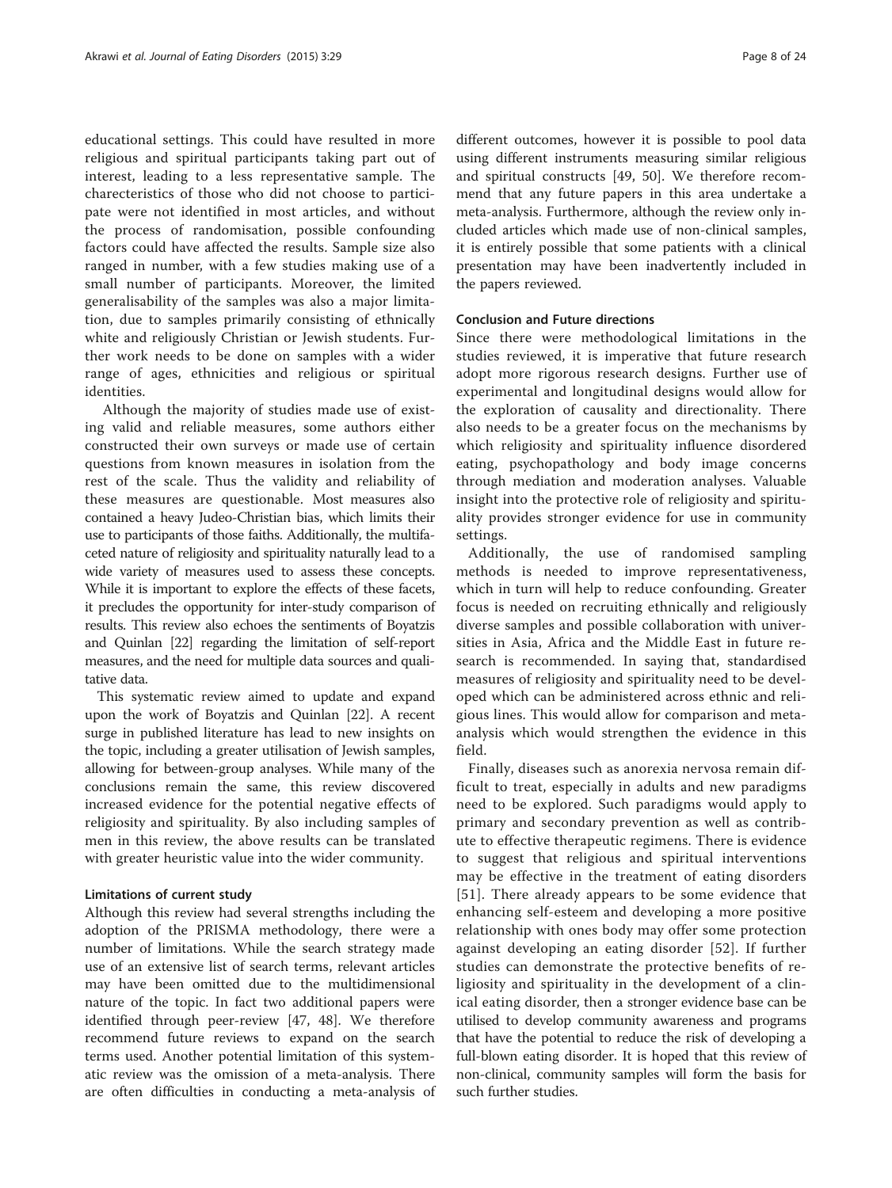educational settings. This could have resulted in more religious and spiritual participants taking part out of interest, leading to a less representative sample. The charecteristics of those who did not choose to participate were not identified in most articles, and without the process of randomisation, possible confounding factors could have affected the results. Sample size also ranged in number, with a few studies making use of a small number of participants. Moreover, the limited generalisability of the samples was also a major limitation, due to samples primarily consisting of ethnically white and religiously Christian or Jewish students. Further work needs to be done on samples with a wider range of ages, ethnicities and religious or spiritual identities.

Although the majority of studies made use of existing valid and reliable measures, some authors either constructed their own surveys or made use of certain questions from known measures in isolation from the rest of the scale. Thus the validity and reliability of these measures are questionable. Most measures also contained a heavy Judeo-Christian bias, which limits their use to participants of those faiths. Additionally, the multifaceted nature of religiosity and spirituality naturally lead to a wide variety of measures used to assess these concepts. While it is important to explore the effects of these facets, it precludes the opportunity for inter-study comparison of results. This review also echoes the sentiments of Boyatzis and Quinlan [22] regarding the limitation of self-report measures, and the need for multiple data sources and qualitative data.

This systematic review aimed to update and expand upon the work of Boyatzis and Quinlan [22]. A recent surge in published literature has lead to new insights on the topic, including a greater utilisation of Jewish samples, allowing for between-group analyses. While many of the conclusions remain the same, this review discovered increased evidence for the potential negative effects of religiosity and spirituality. By also including samples of men in this review, the above results can be translated with greater heuristic value into the wider community.

### Limitations of current study

Although this review had several strengths including the adoption of the PRISMA methodology, there were a number of limitations. While the search strategy made use of an extensive list of search terms, relevant articles may have been omitted due to the multidimensional nature of the topic. In fact two additional papers were identified through peer-review [47, 48]. We therefore recommend future reviews to expand on the search terms used. Another potential limitation of this systematic review was the omission of a meta-analysis. There are often difficulties in conducting a meta-analysis of different outcomes, however it is possible to pool data using different instruments measuring similar religious and spiritual constructs [49, 50]. We therefore recommend that any future papers in this area undertake a meta-analysis. Furthermore, although the review only included articles which made use of non-clinical samples, it is entirely possible that some patients with a clinical presentation may have been inadvertently included in the papers reviewed.

### Conclusion and Future directions

Since there were methodological limitations in the studies reviewed, it is imperative that future research adopt more rigorous research designs. Further use of experimental and longitudinal designs would allow for the exploration of causality and directionality. There also needs to be a greater focus on the mechanisms by which religiosity and spirituality influence disordered eating, psychopathology and body image concerns through mediation and moderation analyses. Valuable insight into the protective role of religiosity and spirituality provides stronger evidence for use in community settings.

Additionally, the use of randomised sampling methods is needed to improve representativeness, which in turn will help to reduce confounding. Greater focus is needed on recruiting ethnically and religiously diverse samples and possible collaboration with universities in Asia, Africa and the Middle East in future research is recommended. In saying that, standardised measures of religiosity and spirituality need to be developed which can be administered across ethnic and religious lines. This would allow for comparison and meta-analysis which would strengthen the evidence in this field.

Finally, diseases such as anorexia nervosa remain difficult to treat, especially in adults and new paradigms need to be explored. Such paradigms would apply to primary and secondary prevention as well as contribute to effective therapeutic regimens. There is evidence to suggest that religious and spiritual interventions may be effective in the treatment of eating disorders [51]. There already appears to be some evidence that enhancing self-esteem and developing a more positive relationship with ones body may offer some protection against developing an eating disorder [52]. If further studies can demonstrate the protective benefits of religiosity and spirituality in the development of a clinical eating disorder, then a stronger evidence base can be utilised to develop community awareness and programs that have the potential to reduce the risk of developing a full-blown eating disorder. It is hoped that this review of non-clinical, community samples will form the basis for such further studies.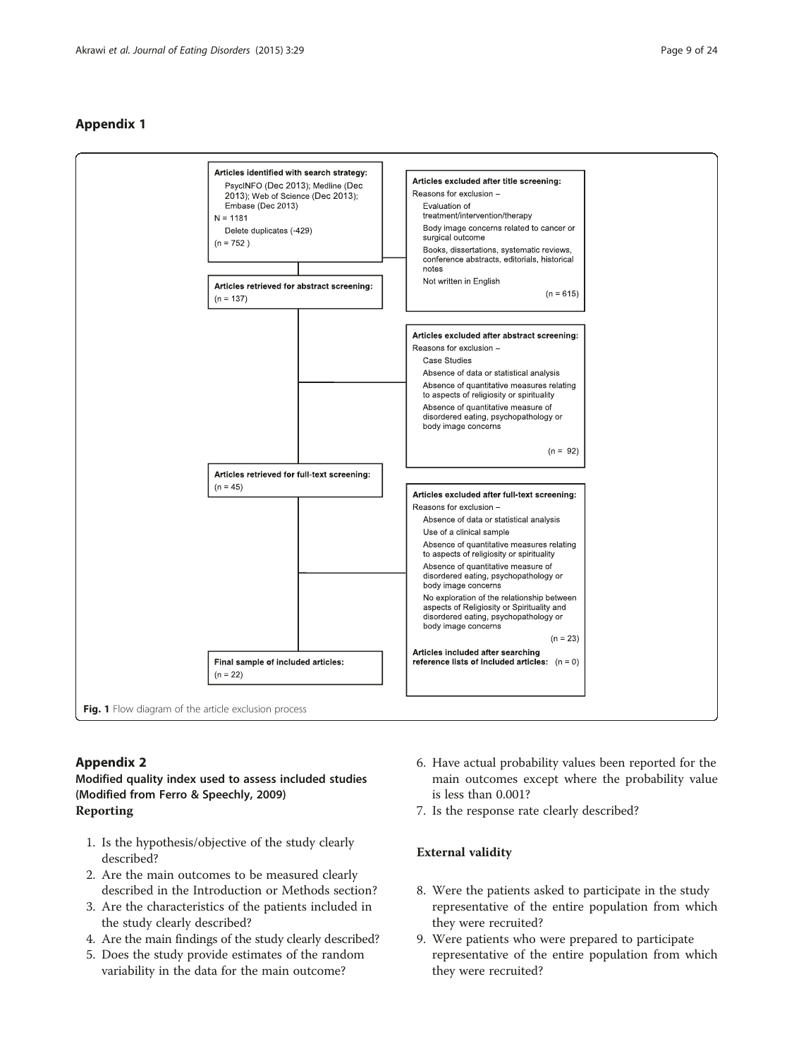## Appendix 1

**Articles identified with search strategy:**
PsycINFO (Dec 2013); Medline (Dec 2013); Web of Science (Dec 2013); Embase (Dec 2013)
N = 1181
Delete duplicates (-429)
(n = 752 )

**Articles excluded after title screening:**
Reasons for exclusion –
Evaluation of treatment/intervention/therapy
Body image concerns related to cancer or surgical outcome
Books, dissertations, systematic reviews, conference abstracts, editorials, historical notes
Not written in English
(n = 615)

**Articles retrieved for abstract screening:**
(n = 137)

**Articles excluded after abstract screening:**
Reasons for exclusion –
Case Studies
Absence of data or statistical analysis
Absence of quantitative measures relating to aspects of religiosity or spirituality
Absence of quantitative measure of disordered eating, psychopathology or body image concerns
(n = 92)

**Articles retrieved for full-text screening:**
(n = 45)

**Articles excluded after full-text screening:**
Reasons for exclusion –
Absence of data or statistical analysis
Use of a clinical sample
Absence of quantitative measures relating to aspects of religiosity or spirituality
Absence of quantitative measure of disordered eating, psychopathology or body image concerns
No exploration of the relationship between aspects of Religiosity or Spirituality and disordered eating, psychopathology or body image concerns
(n = 23)

**Articles included after searching reference lists of included articles:** (n = 0)

**Final sample of included articles:**
(n = 22)

**Fig. 1** Flow diagram of the article exclusion process

## Appendix 2

### Modified quality index used to assess included studies (Modified from Ferro & Speechly, 2009)

### Reporting

1. Is the hypothesis/objective of the study clearly described?
2. Are the main outcomes to be measured clearly described in the Introduction or Methods section?
3. Are the characteristics of the patients included in the study clearly described?
4. Are the main findings of the study clearly described?
5. Does the study provide estimates of the random variability in the data for the main outcome?
6. Have actual probability values been reported for the main outcomes except where the probability value is less than 0.001?
7. Is the response rate clearly described?

### External validity

8. Were the patients asked to participate in the study representative of the entire population from which they were recruited?
9. Were patients who were prepared to participate representative of the entire population from which they were recruited?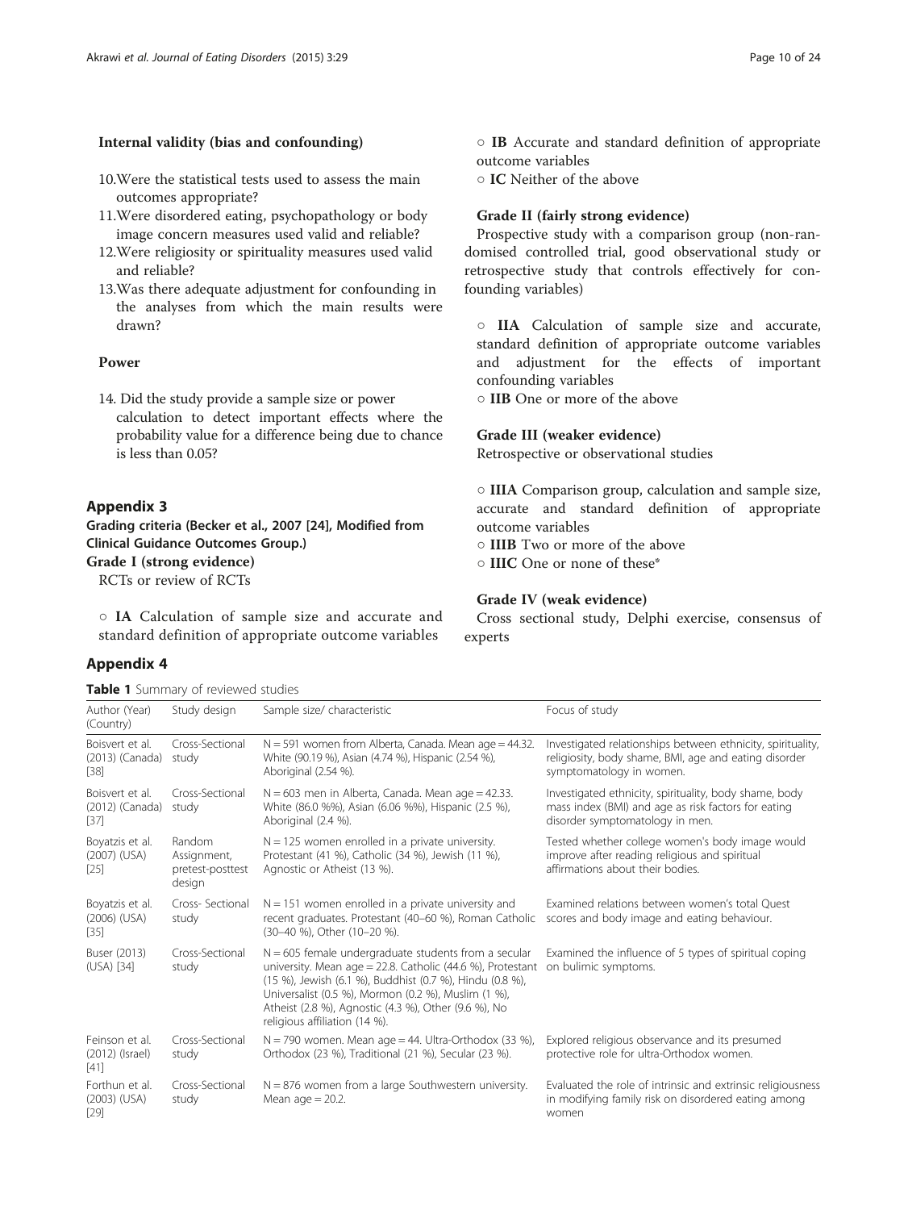**Internal validity (bias and confounding)**

10. Were the statistical tests used to assess the main outcomes appropriate?
11. Were disordered eating, psychopathology or body image concern measures used valid and reliable?
12. Were religiosity or spirituality measures used valid and reliable?
13. Was there adequate adjustment for confounding in the analyses from which the main results were drawn?

**Power**

14. Did the study provide a sample size or power calculation to detect important effects where the probability value for a difference being due to chance is less than 0.05?

## Appendix 3

**Grading criteria (Becker et al., 2007 [24], Modified from Clinical Guidance Outcomes Group.)**

**Grade I (strong evidence)**

RCTs or review of RCTs

- **IA** Calculation of sample size and accurate and standard definition of appropriate outcome variables
- **IB** Accurate and standard definition of appropriate outcome variables
- **IC** Neither of the above

**Grade II (fairly strong evidence)**

Prospective study with a comparison group (non-randomised controlled trial, good observational study or retrospective study that controls effectively for confounding variables)

- **IIA** Calculation of sample size and accurate, standard definition of appropriate outcome variables and adjustment for the effects of important confounding variables
- **IIB** One or more of the above

**Grade III (weaker evidence)**

Retrospective or observational studies

- **IIIA** Comparison group, calculation and sample size, accurate and standard definition of appropriate outcome variables
- **IIIB** Two or more of the above
- **IIIC** One or none of these*

**Grade IV (weak evidence)**

Cross sectional study, Delphi exercise, consensus of experts

## Appendix 4

**Table 1** Summary of reviewed studies

| Author (Year) (Country) | Study design | Sample size/ characteristic | Focus of study |
|---|---|---|---|
| Boisvert et al. (2013) (Canada) [38] | Cross-Sectional study | N = 591 women from Alberta, Canada. Mean age = 44.32. White (90.19 %), Asian (4.74 %), Hispanic (2.54 %), Aboriginal (2.54 %). | Investigated relationships between ethnicity, spirituality, religiosity, body shame, BMI, age and eating disorder symptomatology in women. |
| Boisvert et al. (2012) (Canada) [37] | Cross-Sectional study | N = 603 men in Alberta, Canada. Mean age = 42.33. White (86.0 %%), Asian (6.06 %%), Hispanic (2.5 %), Aboriginal (2.4 %). | Investigated ethnicity, spirituality, body shame, body mass index (BMI) and age as risk factors for eating disorder symptomatology in men. |
| Boyatzis et al. (2007) (USA) [25] | Random Assignment, pretest-posttest design | N = 125 women enrolled in a private university. Protestant (41 %), Catholic (34 %), Jewish (11 %), Agnostic or Atheist (13 %). | Tested whether college women's body image would improve after reading religious and spiritual affirmations about their bodies. |
| Boyatzis et al. (2006) (USA) [35] | Cross- Sectional study | N = 151 women enrolled in a private university and recent graduates. Protestant (40–60 %), Roman Catholic (30–40 %), Other (10–20 %). | Examined relations between women's total Quest scores and body image and eating behaviour. |
| Buser (2013) (USA) [34] | Cross-Sectional study | N = 605 female undergraduate students from a secular university. Mean age = 22.8. Catholic (44.6 %), Protestant (15 %), Jewish (6.1 %), Buddhist (0.7 %), Hindu (0.8 %), Universalist (0.5 %), Mormon (0.2 %), Muslim (1 %), Atheist (2.8 %), Agnostic (4.3 %), Other (9.6 %), No religious affiliation (14 %). | Examined the influence of 5 types of spiritual coping on bulimic symptoms. |
| Feinson et al. (2012) (Israel) [41] | Cross-Sectional study | N = 790 women. Mean age = 44. Ultra-Orthodox (33 %), Orthodox (23 %), Traditional (21 %), Secular (23 %). | Explored religious observance and its presumed protective role for ultra-Orthodox women. |
| Forthun et al. (2003) (USA) [29] | Cross-Sectional study | N = 876 women from a large Southwestern university. Mean age = 20.2. | Evaluated the role of intrinsic and extrinsic religiousness in modifying family risk on disordered eating among women |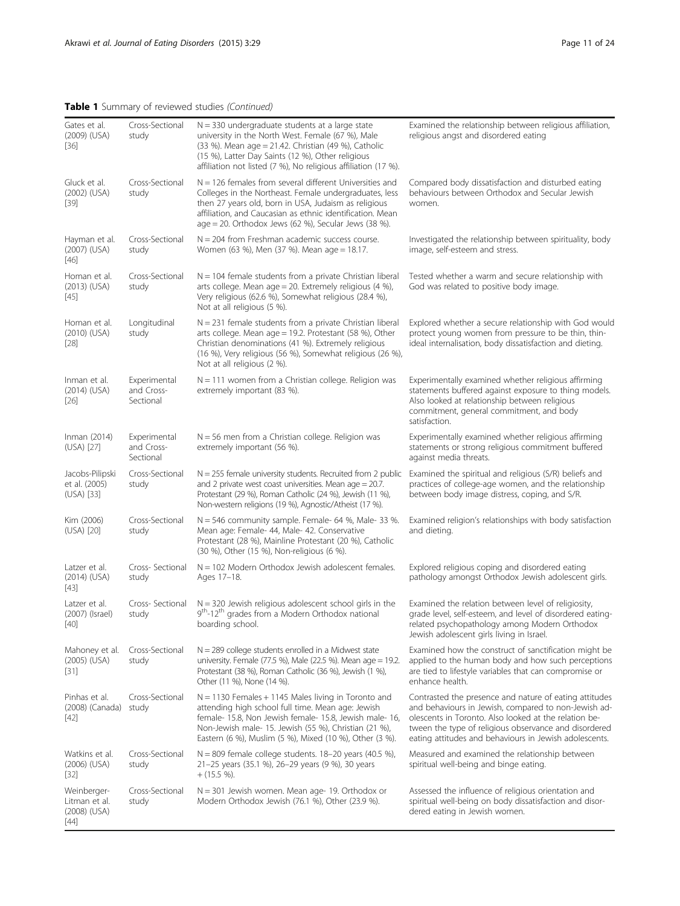**Table 1** Summary of reviewed studies *(Continued)*

| | | | |
|---|---|---|---|
| Gates et al. (2009) (USA) [36] | Cross-Sectional study | N = 330 undergraduate students at a large state university in the North West. Female (67 %), Male (33 %). Mean age = 21.42. Christian (49 %), Catholic (15 %), Latter Day Saints (12 %), Other religious affiliation not listed (7 %), No religious affiliation (17 %). | Examined the relationship between religious affiliation, religious angst and disordered eating |
| Gluck et al. (2002) (USA) [39] | Cross-Sectional study | N = 126 females from several different Universities and Colleges in the Northeast. Female undergraduates, less then 27 years old, born in USA, Judaism as religious affiliation, and Caucasian as ethnic identification. Mean age = 20. Orthodox Jews (62 %), Secular Jews (38 %). | Compared body dissatisfaction and disturbed eating behaviours between Orthodox and Secular Jewish women. |
| Hayman et al. (2007) (USA) [46] | Cross-Sectional study | N = 204 from Freshman academic success course. Women (63 %), Men (37 %). Mean age = 18.17. | Investigated the relationship between spirituality, body image, self-esteem and stress. |
| Homan et al. (2013) (USA) [45] | Cross-Sectional study | N = 104 female students from a private Christian liberal arts college. Mean age = 20. Extremely religious (4 %), Very religious (62.6 %), Somewhat religious (28.4 %), Not at all religious (5 %). | Tested whether a warm and secure relationship with God was related to positive body image. |
| Homan et al. (2010) (USA) [28] | Longitudinal study | N = 231 female students from a private Christian liberal arts college. Mean age = 19.2. Protestant (58 %), Other Christian denominations (41 %). Extremely religious (16 %), Very religious (56 %), Somewhat religious (26 %), Not at all religious (2 %). | Explored whether a secure relationship with God would protect young women from pressure to be thin, thin-ideal internalisation, body dissatisfaction and dieting. |
| Inman et al. (2014) (USA) [26] | Experimental and Cross-Sectional | N = 111 women from a Christian college. Religion was extremely important (83 %). | Experimentally examined whether religious affirming statements buffered against exposure to thing models. Also looked at relationship between religious commitment, general commitment, and body satisfaction. |
| Inman (2014) (USA) [27] | Experimental and Cross-Sectional | N = 56 men from a Christian college. Religion was extremely important (56 %). | Experimentally examined whether religious affirming statements or strong religious commitment buffered against media threats. |
| Jacobs-Pilipski et al. (2005) (USA) [33] | Cross-Sectional study | N = 255 female university students. Recruited from 2 public and 2 private west coast universities. Mean age = 20.7. Protestant (29 %), Roman Catholic (24 %), Jewish (11 %), Non-western religions (19 %), Agnostic/Atheist (17 %). | Examined the spiritual and religious (S/R) beliefs and practices of college-age women, and the relationship between body image distress, coping, and S/R. |
| Kim (2006) (USA) [20] | Cross-Sectional study | N = 546 community sample. Female- 64 %, Male- 33 %. Mean age: Female- 44, Male- 42. Conservative Protestant (28 %), Mainline Protestant (20 %), Catholic (30 %), Other (15 %), Non-religious (6 %). | Examined religion's relationships with body satisfaction and dieting. |
| Latzer et al. (2014) (USA) [43] | Cross- Sectional study | N = 102 Modern Orthodox Jewish adolescent females. Ages 17–18. | Explored religious coping and disordered eating pathology amongst Orthodox Jewish adolescent girls. |
| Latzer et al. (2007) (Israel) [40] | Cross- Sectional study | N = 320 Jewish religious adolescent school girls in the 9th-12th grades from a Modern Orthodox national boarding school. | Examined the relation between level of religiosity, grade level, self-esteem, and level of disordered eating-related psychopathology among Modern Orthodox Jewish adolescent girls living in Israel. |
| Mahoney et al. (2005) (USA) [31] | Cross-Sectional study | N = 289 college students enrolled in a Midwest state university. Female (77.5 %), Male (22.5 %). Mean age = 19.2. Protestant (38 %), Roman Catholic (36 %), Jewish (1 %), Other (11 %), None (14 %). | Examined how the construct of sanctification might be applied to the human body and how such perceptions are tied to lifestyle variables that can compromise or enhance health. |
| Pinhas et al. (2008) (Canada) [42] | Cross-Sectional study | N = 1130 Females + 1145 Males living in Toronto and attending high school full time. Mean age: Jewish female- 15.8, Non Jewish female- 15.8, Jewish male- 16, Non-Jewish male- 15. Jewish (55 %), Christian (21 %), Eastern (6 %), Muslim (5 %), Mixed (10 %), Other (3 %). | Contrasted the presence and nature of eating attitudes and behaviours in Jewish, compared to non-Jewish adolescents in Toronto. Also looked at the relation between the type of religious observance and disordered eating attitudes and behaviours in Jewish adolescents. |
| Watkins et al. (2006) (USA) [32] | Cross-Sectional study | N = 809 female college students. 18–20 years (40.5 %), 21–25 years (35.1 %), 26–29 years (9 %), 30 years + (15.5 %). | Measured and examined the relationship between spiritual well-being and binge eating. |
| Weinberger-Litman et al. (2008) (USA) [44] | Cross-Sectional study | N = 301 Jewish women. Mean age- 19. Orthodox or Modern Orthodox Jewish (76.1 %), Other (23.9 %). | Assessed the influence of religious orientation and spiritual well-being on body dissatisfaction and disordered eating in Jewish women. |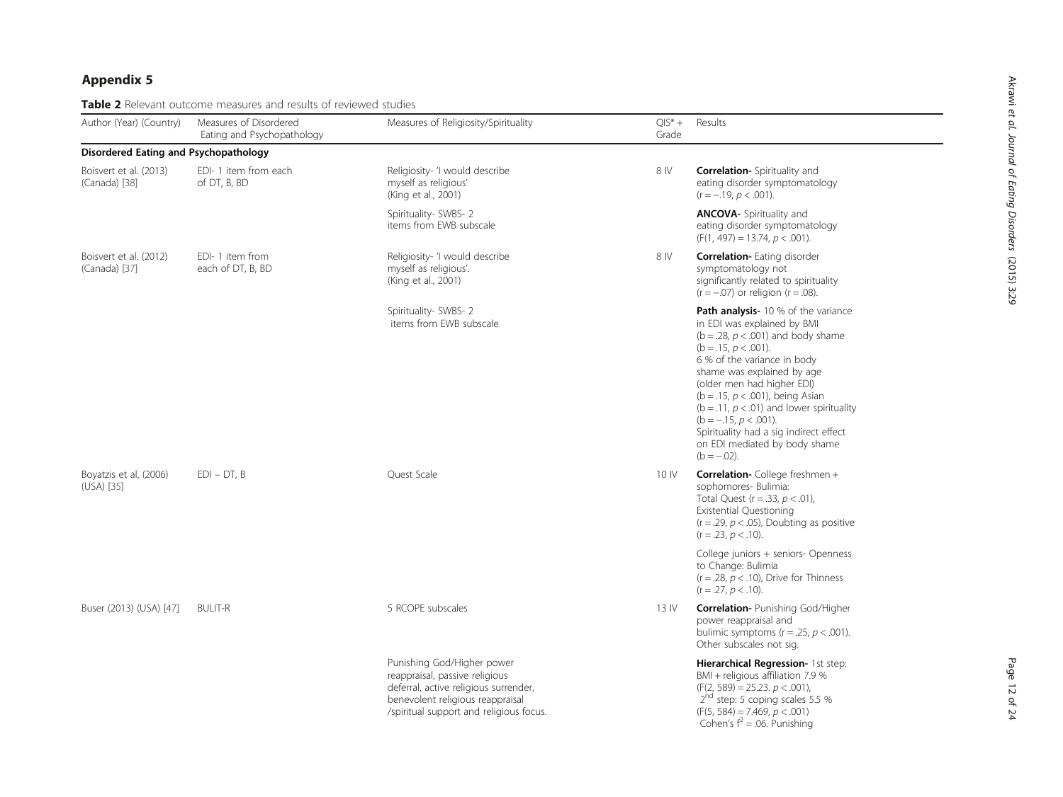## Appendix 5

**Table 2** Relevant outcome measures and results of reviewed studies

| Author (Year) (Country) | Measures of Disordered Eating and Psychopathology | Measures of Religiosity/Spirituality | QIS* + Grade | Results |
|---|---|---|---|---|
| **Disordered Eating and Psychopathology** | | | | |
| Boisvert et al. (2013) (Canada) [38] | EDI- 1 item from each of DT, B, BD | Religiosity- 'I would describe myself as religious' (King et al., 2001) | 8 IV | **Correlation-** Spirituality and eating disorder symptomatology ($r = -.19$, $p < .001$). |
| | | Spirituality- SWBS- 2 items from EWB subscale | | **ANCOVA-** Spirituality and eating disorder symptomatology ($F(1, 497) = 13.74$, $p < .001$). |
| Boisvert et al. (2012) (Canada) [37] | EDI- 1 item from each of DT, B, BD | Religiosity- 'I would describe myself as religious'. (King et al., 2001) | 8 IV | **Correlation-** Eating disorder symptomatology not significantly related to spirituality ($r = -.07$) or religion ($r = .08$). |
| | | Spirituality- SWBS- 2 items from EWB subscale | | **Path analysis-** 10 % of the variance in EDI was explained by BMI ($b = .28$, $p < .001$) and body shame ($b = .15$, $p < .001$). 6 % of the variance in body shame was explained by age (older men had higher EDI) ($b = .15$, $p < .001$), being Asian ($b = .11$, $p < .01$) and lower spirituality ($b = -.15$, $p < .001$). Spirituality had a sig indirect effect on EDI mediated by body shame ($b = -.02$). |
| Boyatzis et al. (2006) (USA) [35] | EDI – DT, B | Quest Scale | 10 IV | **Correlation-** College freshmen + sophomores- Bulimia: Total Quest ($r = .33$, $p < .01$), Existential Questioning ($r = .29$, $p < .05$), Doubting as positive ($r = .23$, $p < .10$). |
| | | | | College juniors + seniors- Openness to Change: Bulimia ($r = .28$, $p < .10$), Drive for Thinness ($r = .27$, $p < .10$). |
| Buser (2013) (USA) [47] | BULIT-R | 5 RCOPE subscales | 13 IV | **Correlation-** Punishing God/Higher power reappraisal and bulimic symptoms ($r = .25$, $p < .001$). Other subscales not sig. |
| | | Punishing God/Higher power reappraisal, passive religious deferral, active religious surrender, benevolent religious reappraisal /spiritual support and religious focus. | | **Hierarchical Regression-** 1st step: BMI + religious affiliation 7.9 % ($F(2, 589) = 25.23$. $p < .001$), 2[nd] step: 5 coping scales 5.5 % ($F(5, 584) = 7.469$, $p < .001$) Cohen's $f^2 = .06$. Punishing |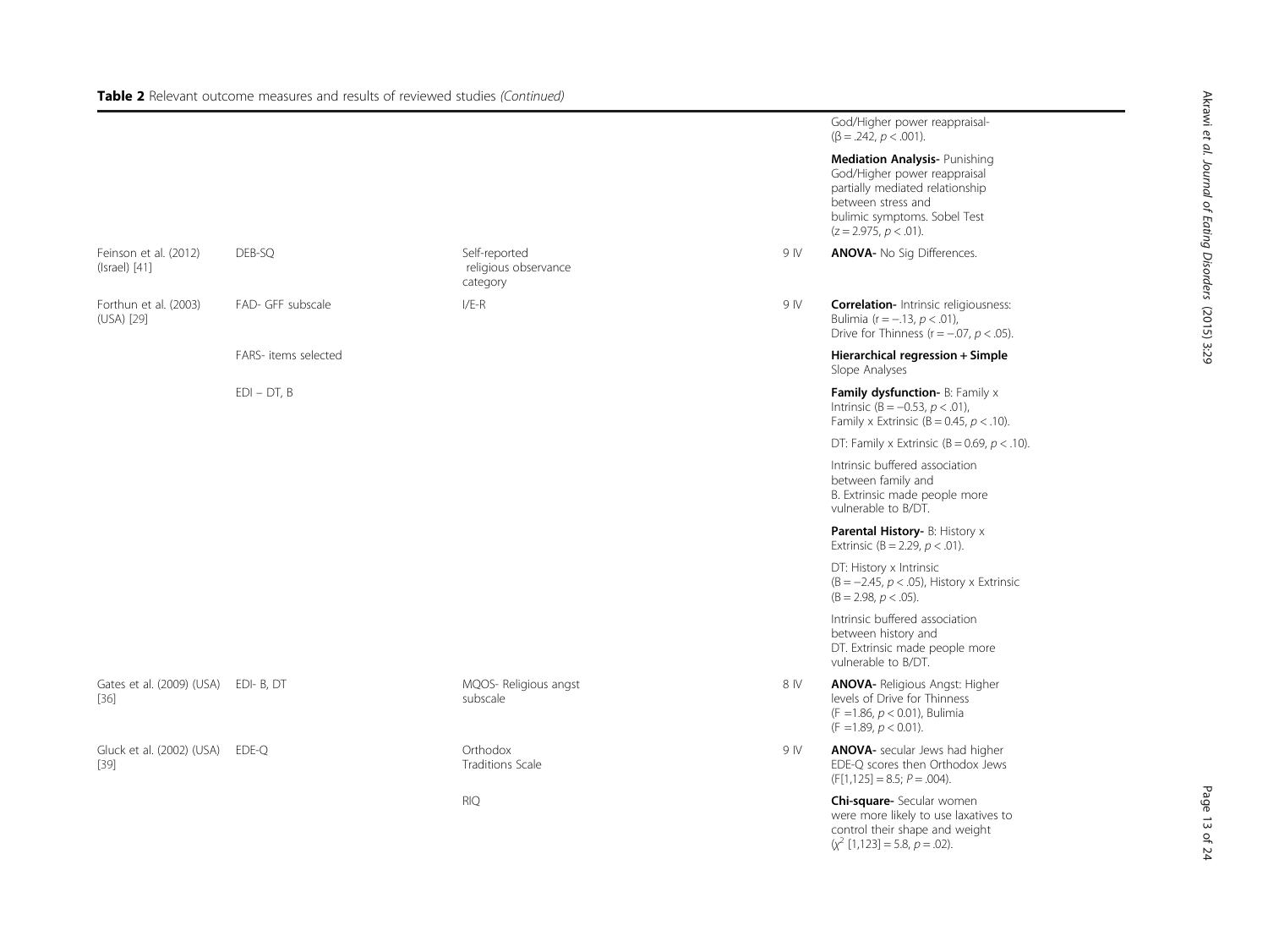**Table 2** Relevant outcome measures and results of reviewed studies *(Continued)*

| | | | | |
|---|---|---|---|---|
| | | | | God/Higher power reappraisal- ($\beta = .242$, $p < .001$). |
| | | | | **Mediation Analysis-** Punishing God/Higher power reappraisal partially mediated relationship between stress and bulimic symptoms. Sobel Test ($z = 2.975$, $p < .01$). |
| Feinson et al. (2012) (Israel) [41] | DEB-SQ | Self-reported religious observance category | 9 IV | **ANOVA-** No Sig Differences. |
| Forthun et al. (2003) (USA) [29] | FAD- GFF subscale | I/E-R | 9 IV | **Correlation-** Intrinsic religiousness: Bulimia ($r = -.13$, $p < .01$), Drive for Thinness ($r = -.07$, $p < .05$). |
| | FARS- items selected | | | **Hierarchical regression + Simple** Slope Analyses |
| | EDI – DT, B | | | **Family dysfunction-** B: Family x Intrinsic ($B = -0.53$, $p < .01$), Family x Extrinsic ($B = 0.45$, $p < .10$). |
| | | | | DT: Family x Extrinsic ($B = 0.69$, $p < .10$). |
| | | | | Intrinsic buffered association between family and B. Extrinsic made people more vulnerable to B/DT. |
| | | | | **Parental History-** B: History x Extrinsic ($B = 2.29$, $p < .01$). |
| | | | | DT: History x Intrinsic ($B = -2.45$, $p < .05$), History x Extrinsic ($B = 2.98$, $p < .05$). |
| | | | | Intrinsic buffered association between history and DT. Extrinsic made people more vulnerable to B/DT. |
| Gates et al. (2009) (USA) [36] | EDI- B, DT | MQOS- Religious angst subscale | 8 IV | **ANOVA-** Religious Angst: Higher levels of Drive for Thinness ($F = 1.86$, $p < 0.01$), Bulimia ($F = 1.89$, $p < 0.01$). |
| Gluck et al. (2002) (USA) [39] | EDE-Q | Orthodox Traditions Scale | 9 IV | **ANOVA-** secular Jews had higher EDE-Q scores then Orthodox Jews ($F[1,125] = 8.5$; $P = .004$). |
| | | RIQ | | **Chi-square-** Secular women were more likely to use laxatives to control their shape and weight ($\chi^2$ [1,123] = 5.8, $p = .02$). |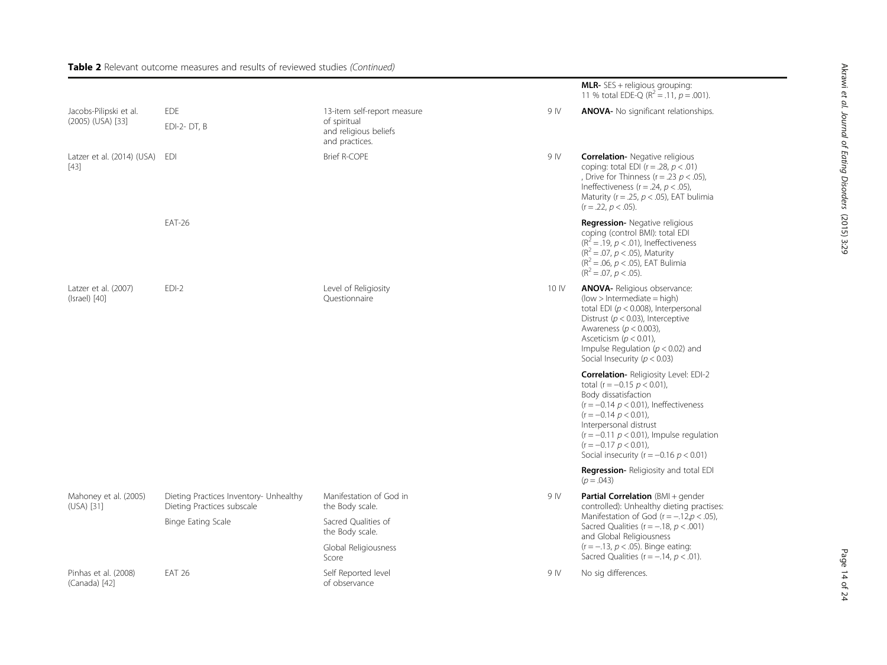**Table 2** Relevant outcome measures and results of reviewed studies *(Continued)*

| | | | | |
|---|---|---|---|---|
| | | | | **MLR-** SES + religious grouping: 11 % total EDE-Q ($R^2 = .11$, $p = .001$). |
| Jacobs-Pilipski et al. (2005) (USA) [33] | EDE<br>EDI-2- DT, B | 13-item self-report measure of spiritual and religious beliefs and practices. | 9 IV | **ANOVA-** No significant relationships. |
| Latzer et al. (2014) (USA) [43] | EDI | Brief R-COPE | 9 IV | **Correlation-** Negative religious coping: total EDI ($r = .28$, $p < .01$), Drive for Thinness ($r = .23$ $p < .05$), Ineffectiveness ($r = .24$, $p < .05$), Maturity ($r = .25$, $p < .05$), EAT bulimia ($r = .22$, $p < .05$). |
| | EAT-26 | | | **Regression-** Negative religious coping (control BMI): total EDI ($R^2 = .19$, $p < .01$), Ineffectiveness ($R^2 = .07$, $p < .05$), Maturity ($R^2 = .06$, $p < .05$), EAT Bulimia ($R^2 = .07$, $p < .05$). |
| Latzer et al. (2007) (Israel) [40] | EDI-2 | Level of Religiosity Questionnaire | 10 IV | **ANOVA-** Religious observance: (low > Intermediate = high) total EDI ($p < 0.008$), Interpersonal Distrust ($p < 0.03$), Interceptive Awareness ($p < 0.003$), Asceticism ($p < 0.01$), Impulse Regulation ($p < 0.02$) and Social Insecurity ($p < 0.03$) |
| | | | | **Correlation-** Religiosity Level: EDI-2 total ($r = -0.15$ $p < 0.01$), Body dissatisfaction ($r = -0.14$ $p < 0.01$), Ineffectiveness ($r = -0.14$ $p < 0.01$), Interpersonal distrust ($r = -0.11$ $p < 0.01$), Impulse regulation ($r = -0.17$ $p < 0.01$), Social insecurity ($r = -0.16$ $p < 0.01$) |
| | | | | **Regression-** Religiosity and total EDI ($p = .043$) |
| Mahoney et al. (2005) (USA) [31] | Dieting Practices Inventory- Unhealthy Dieting Practices subscale<br>Binge Eating Scale | Manifestation of God in the Body scale.<br>Sacred Qualities of the Body scale.<br>Global Religiousness Score | 9 IV | **Partial Correlation** (BMI + gender controlled): Unhealthy dieting practises: Manifestation of God ($r = -.12, p < .05$), Sacred Qualities ($r = -.18$, $p < .001$) and Global Religiousness ($r = -.13$, $p < .05$). Binge eating: Sacred Qualities ($r = -.14$, $p < .01$). |
| Pinhas et al. (2008) (Canada) [42] | EAT 26 | Self Reported level of observance | 9 IV | No sig differences. |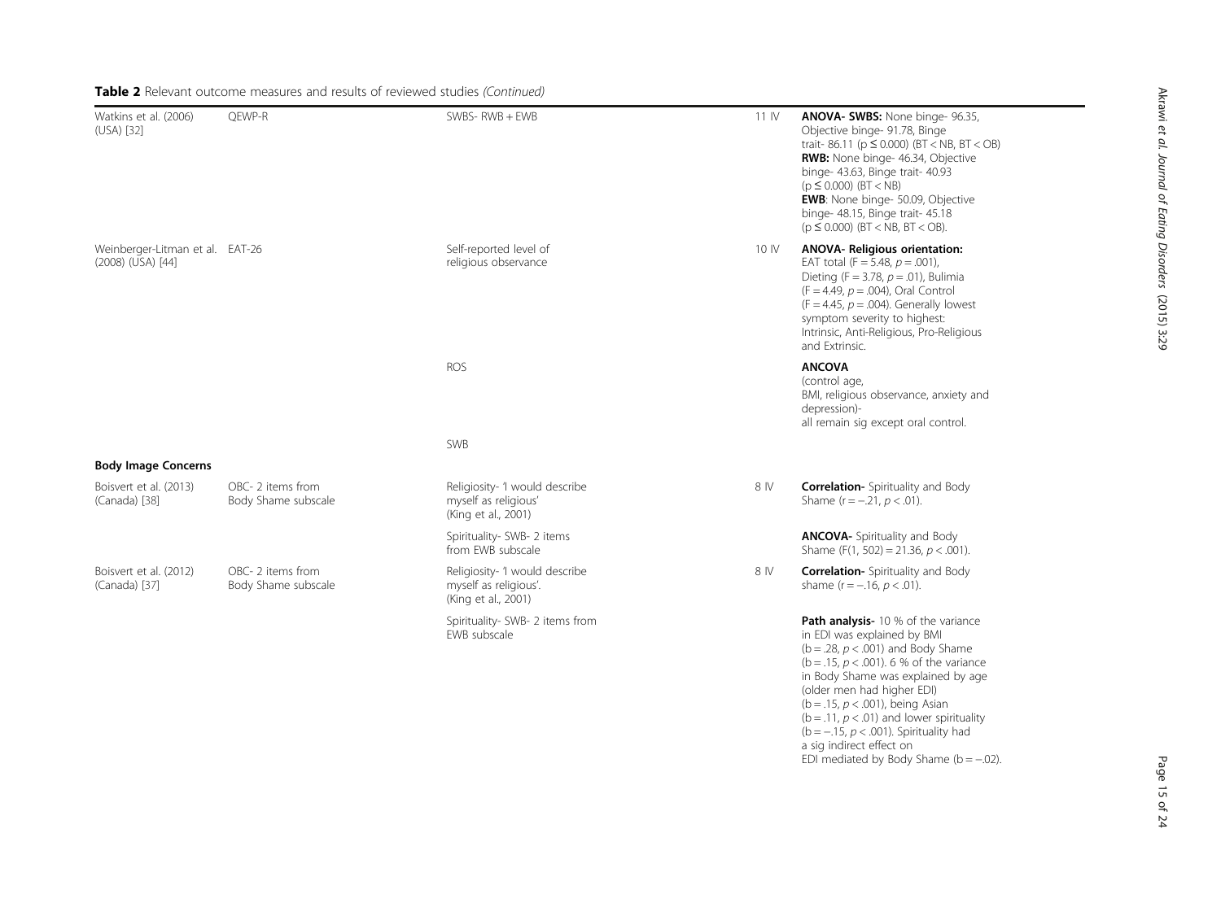**Table 2** Relevant outcome measures and results of reviewed studies *(Continued)*

| | | | | |
|---|---|---|---|---|
| Watkins et al. (2006) (USA) [32] | QEWP-R | SWBS- RWB + EWB | 11 IV | **ANOVA- SWBS:** None binge- 96.35, Objective binge- 91.78, Binge trait- 86.11 ($p \leq 0.000$) (BT < NB, BT < OB) **RWB:** None binge- 46.34, Objective binge- 43.63, Binge trait- 40.93 ($p \leq 0.000$) (BT < NB) **EWB**: None binge- 50.09, Objective binge- 48.15, Binge trait- 45.18 ($p \leq 0.000$) (BT < NB, BT < OB). |
| Weinberger-Litman et al. (2008) (USA) [44] | EAT-26 | Self-reported level of religious observance | 10 IV | **ANOVA- Religious orientation:** EAT total ($F = 5.48$, $p = .001$), Dieting ($F = 3.78$, $p = .01$), Bulimia ($F = 4.49$, $p = .004$), Oral Control ($F = 4.45$, $p = .004$). Generally lowest symptom severity to highest: Intrinsic, Anti-Religious, Pro-Religious and Extrinsic. |
| | | ROS | | **ANCOVA** (control age, BMI, religious observance, anxiety and depression)- all remain sig except oral control. |
| | | SWB | | |
| **Body Image Concerns** | | | | |
| Boisvert et al. (2013) (Canada) [38] | OBC- 2 items from Body Shame subscale | Religiosity- 'I would describe myself as religious' (King et al., 2001) | 8 IV | **Correlation-** Spirituality and Body Shame ($r = -.21$, $p < .01$). |
| | | Spirituality- SWB- 2 items from EWB subscale | | **ANCOVA-** Spirituality and Body Shame ($F(1, 502) = 21.36$, $p < .001$). |
| Boisvert et al. (2012) (Canada) [37] | OBC- 2 items from Body Shame subscale | Religiosity- 'I would describe myself as religious'. (King et al., 2001) | 8 IV | **Correlation-** Spirituality and Body shame ($r = -.16$, $p < .01$). |
| | | Spirituality- SWB- 2 items from EWB subscale | | **Path analysis-** 10 % of the variance in EDI was explained by BMI ($b = .28$, $p < .001$) and Body Shame ($b = .15$, $p < .001$). 6 % of the variance in Body Shame was explained by age (older men had higher EDI) ($b = .15$, $p < .001$), being Asian ($b = .11$, $p < .01$) and lower spirituality ($b = -.15$, $p < .001$). Spirituality had a sig indirect effect on EDI mediated by Body Shame ($b = -.02$). |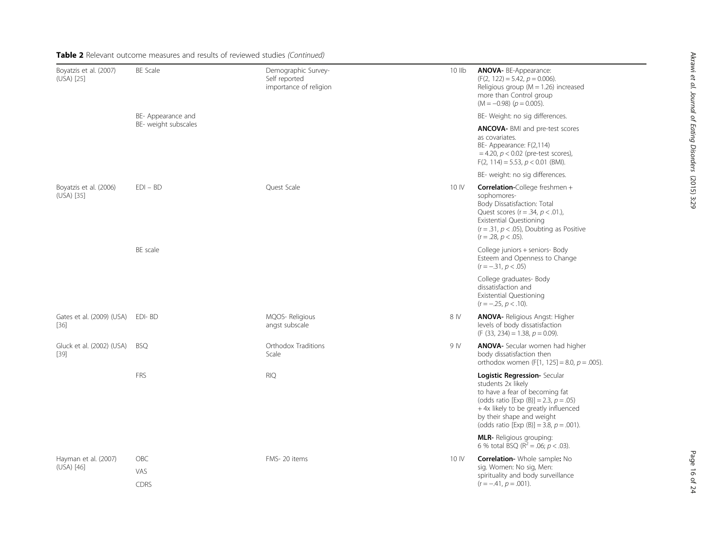**Table 2** Relevant outcome measures and results of reviewed studies *(Continued)*

| | | | | |
|---|---|---|---|---|
| Boyatzis et al. (2007) (USA) [25] | BE Scale | Demographic Survey- Self reported importance of religion | 10 IIb | **ANOVA-** BE-Appearance: ($F(2, 122) = 5.42$, $p = 0.006$). Religious group ($M = 1.26$) increased more than Control group ($M = -0.98$) ($p = 0.005$). |
| | BE- Appearance and BE- weight subscales | | | BE- Weight: no sig differences. |
| | | | | **ANCOVA-** BMI and pre-test scores as covariates. BE- Appearance: $F(2,114) = 4.20$, $p < 0.02$ (pre-test scores), $F(2, 114) = 5.53$, $p < 0.01$ (BMI). |
| | | | | BE- weight: no sig differences. |
| Boyatzis et al. (2006) (USA) [35] | EDI – BD | Quest Scale | 10 IV | **Correlation-**College freshmen + sophomores- Body Dissatisfaction: Total Quest scores ($r = .34$, $p < .01$.), Existential Questioning ($r = .31$, $p < .05$), Doubting as Positive ($r = .28$, $p < .05$). |
| | BE scale | | | College juniors + seniors- Body Esteem and Openness to Change ($r = -.31$, $p < .05$) |
| | | | | College graduates- Body dissatisfaction and Existential Questioning ($r = -.25$, $p < .10$). |
| Gates et al. (2009) (USA) [36] | EDI- BD | MQOS- Religious angst subscale | 8 IV | **ANOVA-** Religious Angst: Higher levels of body dissatisfaction ($F(33, 234) = 1.38$, $p = 0.09$). |
| Gluck et al. (2002) (USA) [39] | BSQ | Orthodox Traditions Scale | 9 IV | **ANOVA-** Secular women had higher body dissatisfaction then orthodox women ($F[1, 125] = 8.0$, $p = .005$). |
| | FRS | RIQ | | **Logistic Regression-** Secular students 2x likely to have a fear of becoming fat (odds ratio [Exp (B)] = 2.3, $p = .05$) + 4x likely to be greatly influenced by their shape and weight (odds ratio [Exp (B)] = 3.8, $p = .001$). |
| | | | | **MLR-** Religious grouping: 6 % total BSQ ($R^2 = .06$; $p < .03$). |
| Hayman et al. (2007) (USA) [46] | OBC<br>VAS<br>CDRS | FMS- 20 items | 10 IV | **Correlation-** Whole sample**:** No sig. Women: No sig, Men: spirituality and body surveillance ($r = -.41$, $p = .001$). |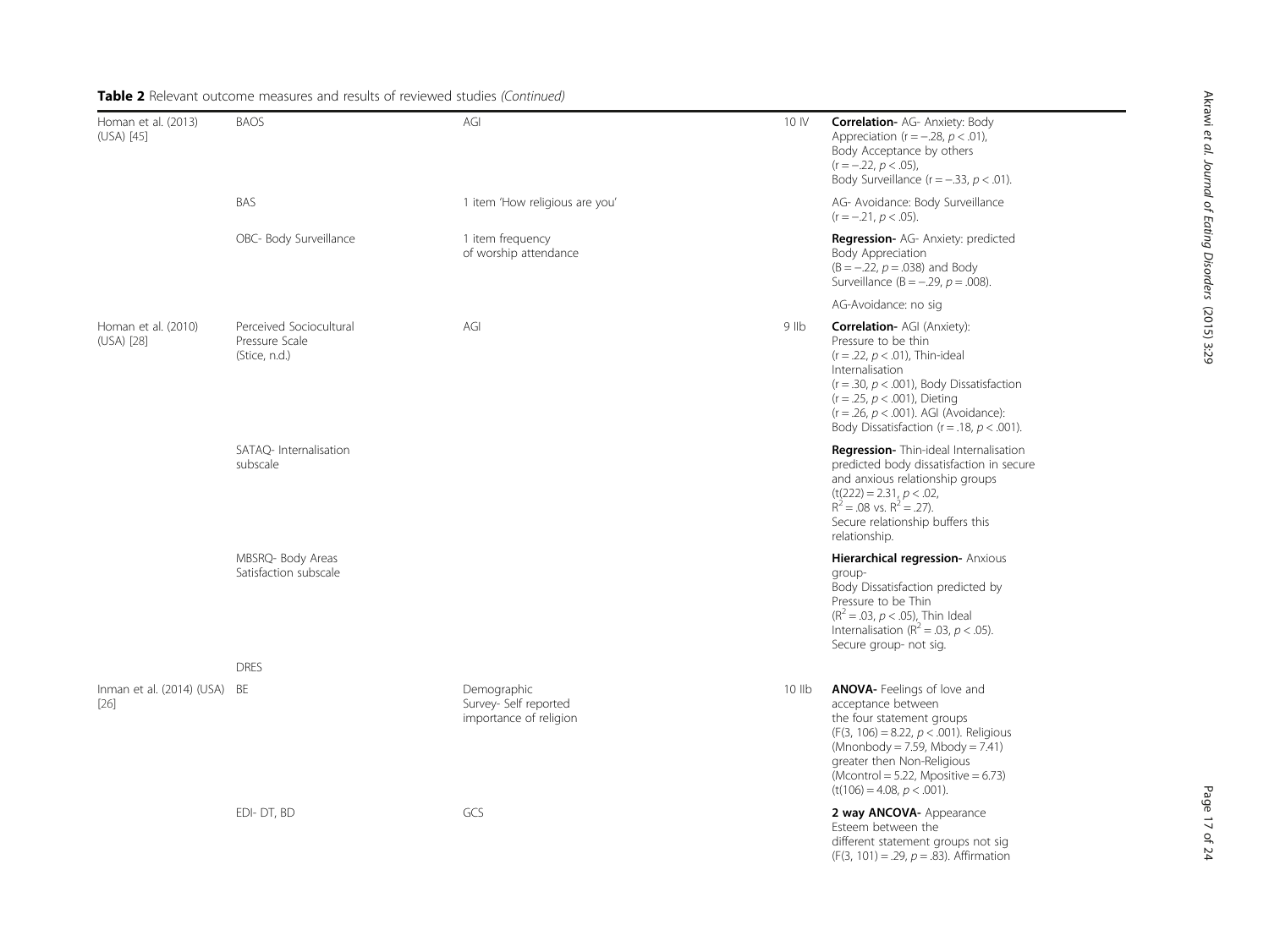**Table 2** Relevant outcome measures and results of reviewed studies *(Continued)*

| | | | | |
|---|---|---|---|---|
| Homan et al. (2013) (USA) [45] | BAOS | AGI | 10 IV | **Correlation-** AG- Anxiety: Body Appreciation ($r = -.28$, $p < .01$), Body Acceptance by others ($r = -.22$, $p < .05$), Body Surveillance ($r = -.33$, $p < .01$). |
| | BAS | 1 item 'How religious are you' | | AG- Avoidance: Body Surveillance ($r = -.21$, $p < .05$). |
| | OBC- Body Surveillance | 1 item frequency of worship attendance | | **Regression-** AG- Anxiety: predicted Body Appreciation ($B = -.22$, $p = .038$) and Body Surveillance ($B = -.29$, $p = .008$). |
| | | | | AG-Avoidance: no sig |
| Homan et al. (2010) (USA) [28] | Perceived Sociocultural Pressure Scale (Stice, n.d.) | AGI | 9 IIb | **Correlation-** AGI (Anxiety): Pressure to be thin ($r = .22$, $p < .01$), Thin-ideal Internalisation ($r = .30$, $p < .001$), Body Dissatisfaction ($r = .25$, $p < .001$), Dieting ($r = .26$, $p < .001$). AGI (Avoidance): Body Dissatisfaction ($r = .18$, $p < .001$). |
| | SATAQ- Internalisation subscale | | | **Regression-** Thin-ideal Internalisation predicted body dissatisfaction in secure and anxious relationship groups ($t(222) = 2.31$, $p < .02$, $R^2 = .08$ vs. $R^2 = .27$). Secure relationship buffers this relationship. |
| | MBSRQ- Body Areas Satisfaction subscale | | | **Hierarchical regression-** Anxious group- Body Dissatisfaction predicted by Pressure to be Thin ($R^2 = .03$, $p < .05$), Thin Ideal Internalisation ($R^2 = .03$, $p < .05$). Secure group- not sig. |
| | DRES | | | |
| Inman et al. (2014) (USA) [26] | BE | Demographic Survey- Self reported importance of religion | 10 IIb | **ANOVA-** Feelings of love and acceptance between the four statement groups ($F(3, 106) = 8.22$, $p < .001$). Religious ($M_{nonbody} = 7.59$, $M_{body} = 7.41$) greater then Non-Religious ($M_{control} = 5.22$, $M_{positive} = 6.73$) ($t(106) = 4.08$, $p < .001$). |
| | EDI- DT, BD | GCS | | **2 way ANCOVA-** Appearance Esteem between the different statement groups not sig ($F(3, 101) = .29$, $p = .83$). Affirmation |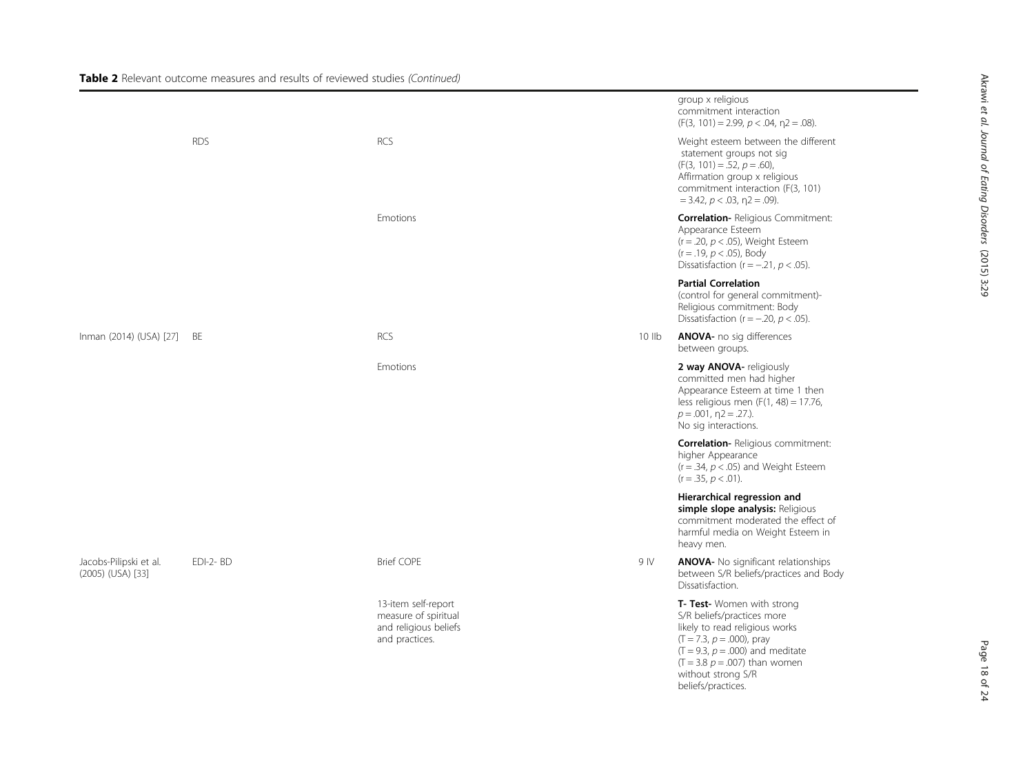**Table 2** Relevant outcome measures and results of reviewed studies *(Continued)*

| | | | | |
|---|---|---|---|---|
| | | | | group x religious commitment interaction ($F(3, 101) = 2.99$, $p < .04$, $\eta 2 = .08$). |
| | RDS | RCS | | Weight esteem between the different statement groups not sig ($F(3, 101) = .52$, $p = .60$), Affirmation group x religious commitment interaction ($F(3, 101) = 3.42$, $p < .03$, $\eta 2 = .09$). |
| | | Emotions | | **Correlation-** Religious Commitment: Appearance Esteem ($r = .20$, $p < .05$), Weight Esteem ($r = .19$, $p < .05$), Body Dissatisfaction ($r = -.21$, $p < .05$). |
| | | | | **Partial Correlation** (control for general commitment)- Religious commitment: Body Dissatisfaction ($r = -.20$, $p < .05$). |
| Inman (2014) (USA) [27] | BE | RCS | 10 IIb | **ANOVA-** no sig differences between groups. |
| | | Emotions | | **2 way ANOVA-** religiously committed men had higher Appearance Esteem at time 1 then less religious men ($F(1, 48) = 17.76$, $p = .001$, $\eta 2 = .27$.). No sig interactions. |
| | | | | **Correlation-** Religious commitment: higher Appearance ($r = .34$, $p < .05$) and Weight Esteem ($r = .35$, $p < .01$). |
| | | | | **Hierarchical regression and simple slope analysis:** Religious commitment moderated the effect of harmful media on Weight Esteem in heavy men. |
| Jacobs-Pilipski et al. (2005) (USA) [33] | EDI-2- BD | Brief COPE | 9 IV | **ANOVA-** No significant relationships between S/R beliefs/practices and Body Dissatisfaction. |
| | | 13-item self-report measure of spiritual and religious beliefs and practices. | | **T- Test-** Women with strong S/R beliefs/practices more likely to read religious works ($T = 7.3$, $p = .000$), pray ($T = 9.3$, $p = .000$) and meditate ($T = 3.8$ $p = .007$) than women without strong S/R beliefs/practices. |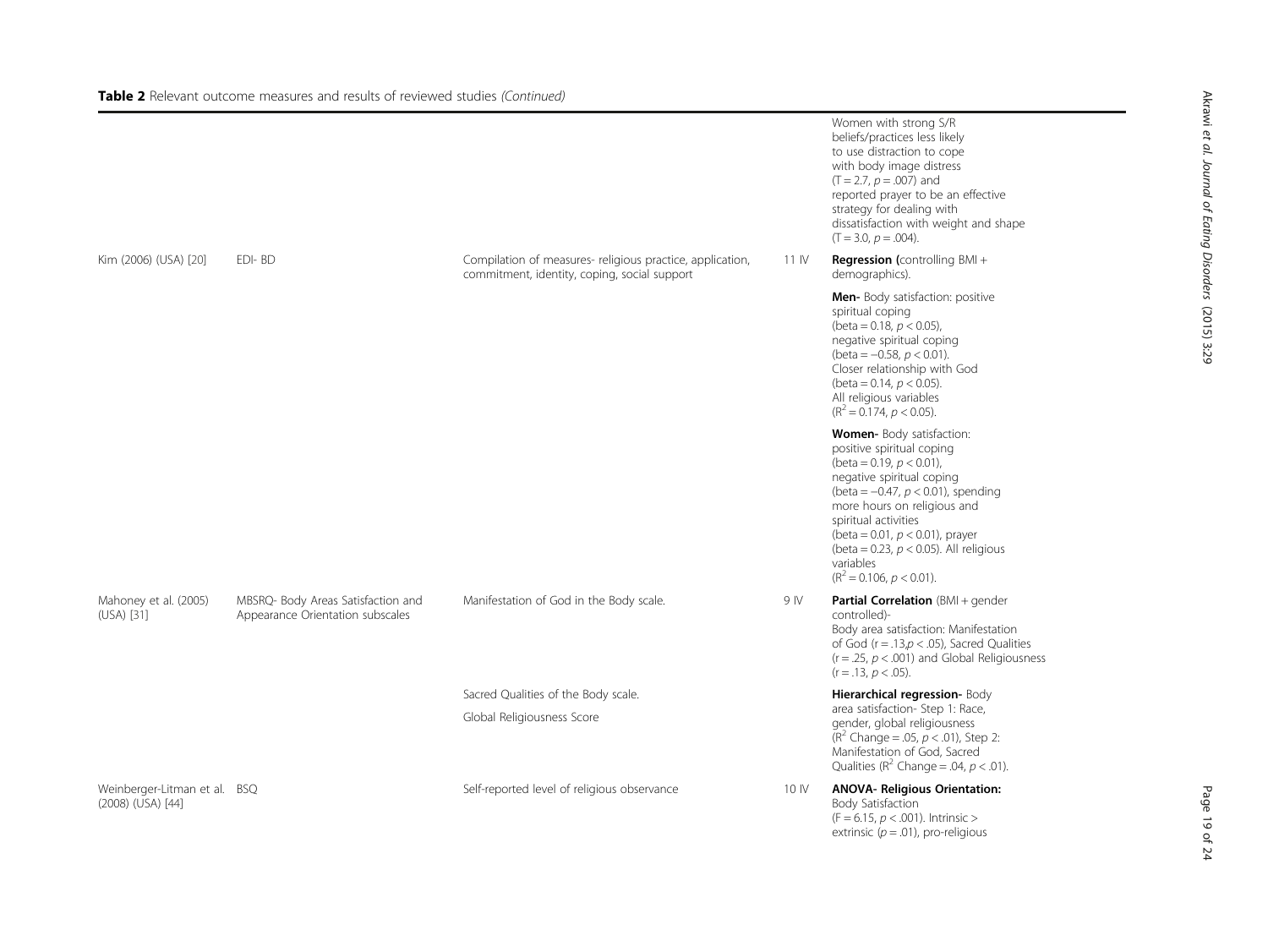**Table 2** Relevant outcome measures and results of reviewed studies *(Continued)*

| | | | | |
|---|---|---|---|---|
| | | | | Women with strong S/R beliefs/practices less likely to use distraction to cope with body image distress ($T = 2.7$, $p = .007$) and reported prayer to be an effective strategy for dealing with dissatisfaction with weight and shape ($T = 3.0$, $p = .004$). |
| Kim (2006) (USA) [20] | EDI- BD | Compilation of measures- religious practice, application, commitment, identity, coping, social support | 11 IV | **Regression (**controlling BMI + demographics). |
| | | | | **Men-** Body satisfaction: positive spiritual coping (beta = 0.18, $p < 0.05$), negative spiritual coping (beta = −0.58, $p < 0.01$). Closer relationship with God (beta = 0.14, $p < 0.05$). All religious variables ($R^2 = 0.174$, $p < 0.05$). |
| | | | | **Women-** Body satisfaction: positive spiritual coping (beta = 0.19, $p < 0.01$), negative spiritual coping (beta = −0.47, $p < 0.01$), spending more hours on religious and spiritual activities (beta = 0.01, $p < 0.01$), prayer (beta = 0.23, $p < 0.05$). All religious variables ($R^2 = 0.106$, $p < 0.01$). |
| Mahoney et al. (2005) (USA) [31] | MBSRQ- Body Areas Satisfaction and Appearance Orientation subscales | Manifestation of God in the Body scale. | 9 IV | **Partial Correlation** (BMI + gender controlled)- Body area satisfaction: Manifestation of God ($r = .13, p < .05$), Sacred Qualities ($r = .25$, $p < .001$) and Global Religiousness ($r = .13$, $p < .05$). |
| | | Sacred Qualities of the Body scale. Global Religiousness Score | | **Hierarchical regression-** Body area satisfaction- Step 1: Race, gender, global religiousness ($R^2$ Change = .05, $p < .01$), Step 2: Manifestation of God, Sacred Qualities ($R^2$ Change = .04, $p < .01$). |
| Weinberger-Litman et al. (2008) (USA) [44] | BSQ | Self-reported level of religious observance | 10 IV | **ANOVA- Religious Orientation:** Body Satisfaction ($F = 6.15$, $p < .001$). Intrinsic > extrinsic ($p = .01$), pro-religious |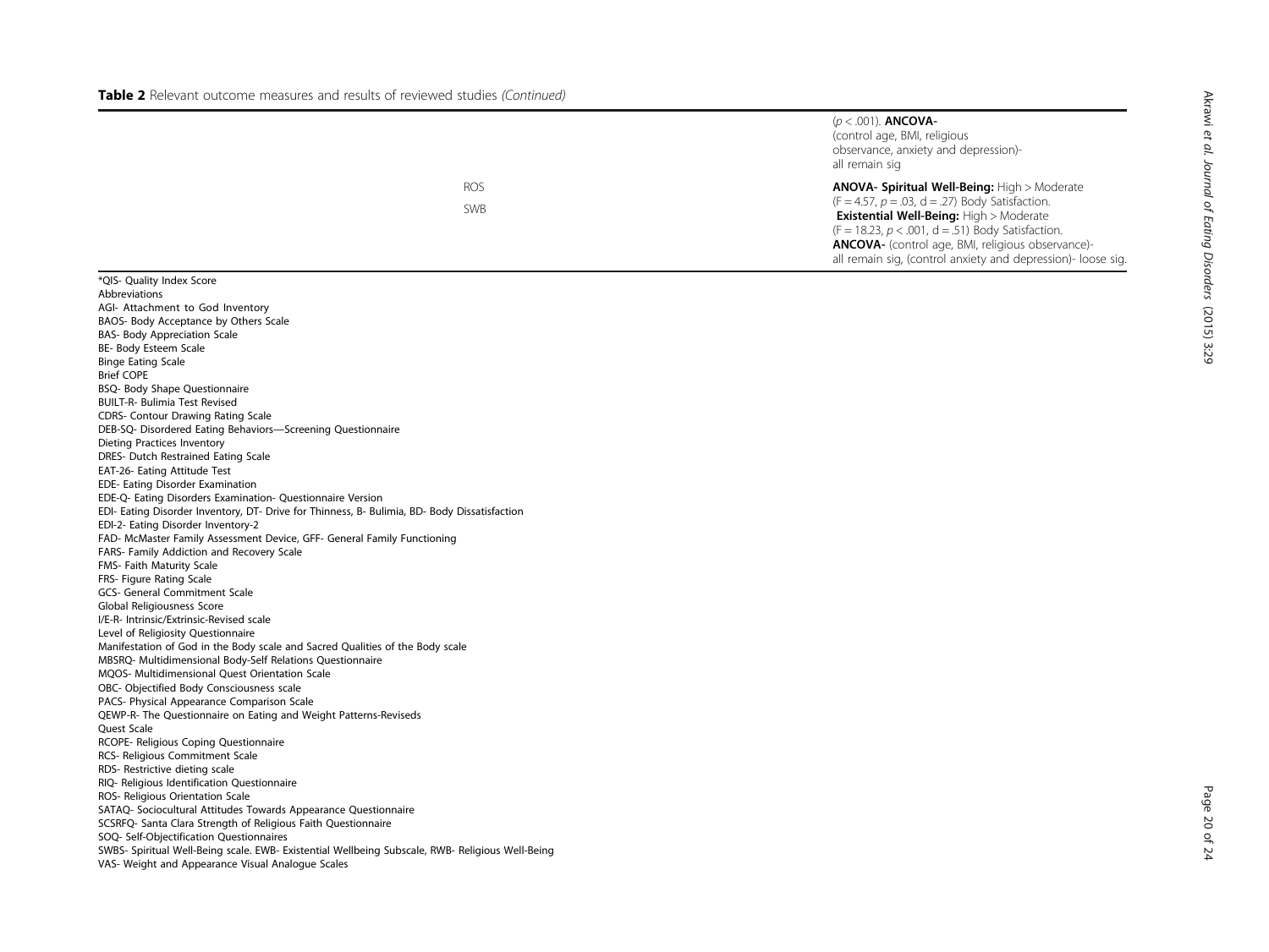**Table 2** Relevant outcome measures and results of reviewed studies *(Continued)*

| | | |
|---|---|---|
| | | ($p < .001$). **ANCOVA-** (control age, BMI, religious observance, anxiety and depression)- all remain sig |
| | ROS<br>SWB | **ANOVA- Spiritual Well-Being:** High > Moderate ($F = 4.57$, $p = .03$, $d = .27$) Body Satisfaction. **Existential Well-Being:** High > Moderate ($F = 18.23$, $p < .001$, $d = .51$) Body Satisfaction. **ANCOVA-** (control age, BMI, religious observance)- all remain sig, (control anxiety and depression)- loose sig. |

*QIS- Quality Index Score

Abbreviations

AGI- Attachment to God Inventory
BAOS- Body Acceptance by Others Scale
BAS- Body Appreciation Scale
BE- Body Esteem Scale
Binge Eating Scale
Brief COPE
BSQ- Body Shape Questionnaire
BUILT-R- Bulimia Test Revised
CDRS- Contour Drawing Rating Scale
DEB-SQ- Disordered Eating Behaviors—Screening Questionnaire
Dieting Practices Inventory
DRES- Dutch Restrained Eating Scale
EAT-26- Eating Attitude Test
EDE- Eating Disorder Examination
EDE-Q- Eating Disorders Examination- Questionnaire Version
EDI- Eating Disorder Inventory, DT- Drive for Thinness, B- Bulimia, BD- Body Dissatisfaction
EDI-2- Eating Disorder Inventory-2
FAD- McMaster Family Assessment Device, GFF- General Family Functioning
FARS- Family Addiction and Recovery Scale
FMS- Faith Maturity Scale
FRS- Figure Rating Scale
GCS- General Commitment Scale
Global Religiousness Score
I/E-R- Intrinsic/Extrinsic-Revised scale
Level of Religiosity Questionnaire
Manifestation of God in the Body scale and Sacred Qualities of the Body scale
MBSRQ- Multidimensional Body-Self Relations Questionnaire
MQOS- Multidimensional Quest Orientation Scale
OBC- Objectified Body Consciousness scale
PACS- Physical Appearance Comparison Scale
QEWP-R- The Questionnaire on Eating and Weight Patterns-Reviseds
Quest Scale
RCOPE- Religious Coping Questionnaire
RCS- Religious Commitment Scale
RDS- Restrictive dieting scale
RIQ- Religious Identification Questionnaire
ROS- Religious Orientation Scale
SATAQ- Sociocultural Attitudes Towards Appearance Questionnaire
SCSRFQ- Santa Clara Strength of Religious Faith Questionnaire
SOQ- Self-Objectification Questionnaires
SWBS- Spiritual Well-Being scale. EWB- Existential Wellbeing Subscale, RWB- Religious Well-Being
VAS- Weight and Appearance Visual Analogue Scales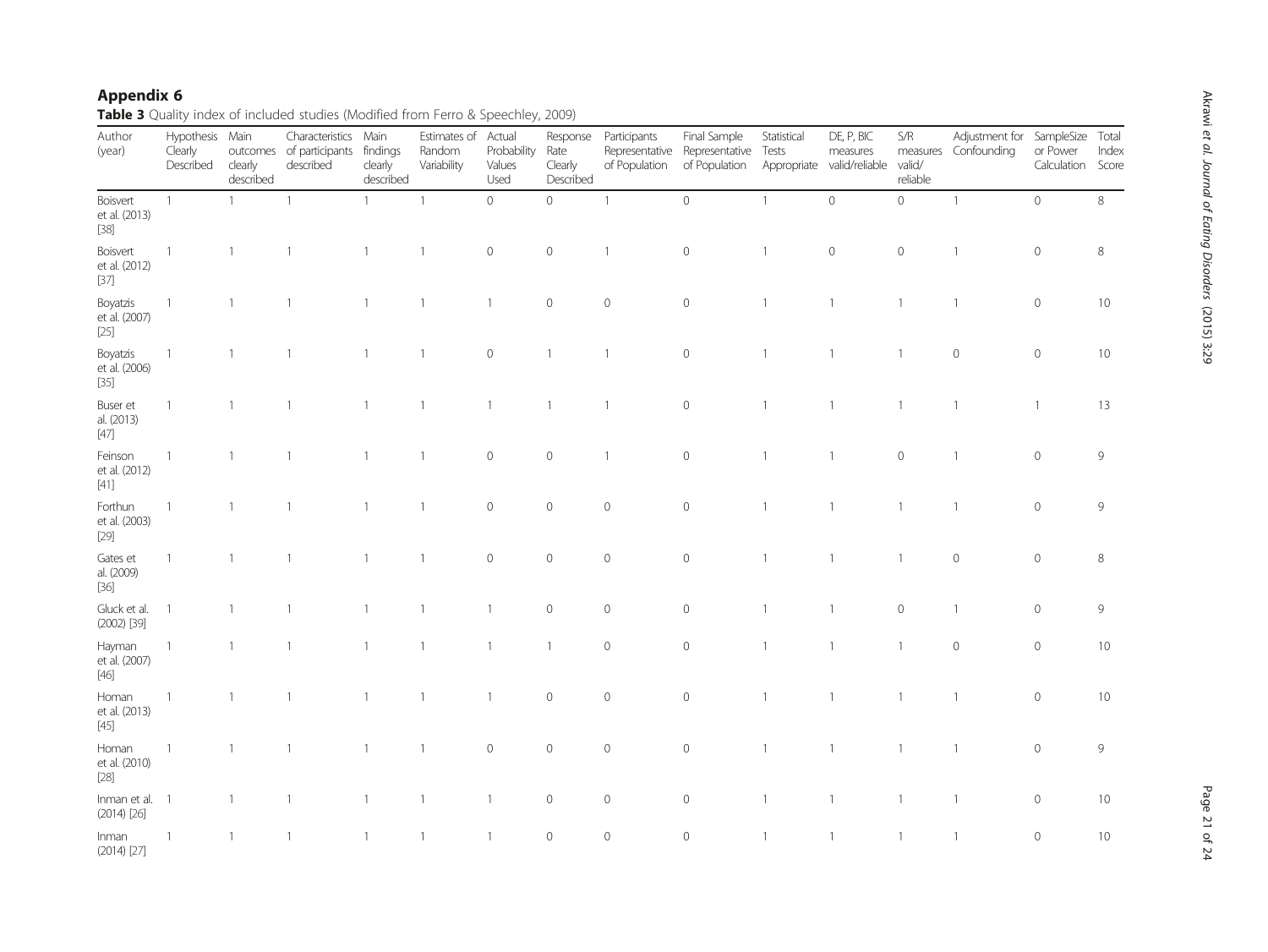## Appendix 6

**Table 3** Quality index of included studies (Modified from Ferro & Speechley, 2009)

| Author (year) | Hypothesis Clearly Described | Main outcomes clearly described | Characteristics of participants described | Main findings clearly described | Estimates of Random Variability | Actual Probability Values Used | Response Rate Clearly Described | Participants Representative of Population | Final Sample Representative of Population | Statistical Tests Appropriate | DE, P, BIC measures valid/reliable | S/R measures valid/reliable | Adjustment for Confounding | SampleSize or Power Calculation | Total Index Score |
|---|---|---|---|---|---|---|---|---|---|---|---|---|---|---|---|
| Boisvert et al. (2013) [38] | 1 | 1 | 1 | 1 | 1 | 0 | 0 | 1 | 0 | 1 | 0 | 0 | 1 | 0 | 8 |
| Boisvert et al. (2012) [37] | 1 | 1 | 1 | 1 | 1 | 0 | 0 | 1 | 0 | 1 | 0 | 0 | 1 | 0 | 8 |
| Boyatzis et al. (2007) [25] | 1 | 1 | 1 | 1 | 1 | 1 | 0 | 0 | 0 | 1 | 1 | 1 | 1 | 0 | 10 |
| Boyatzis et al. (2006) [35] | 1 | 1 | 1 | 1 | 1 | 0 | 1 | 1 | 0 | 1 | 1 | 1 | 0 | 0 | 10 |
| Buser et al. (2013) [47] | 1 | 1 | 1 | 1 | 1 | 1 | 1 | 1 | 0 | 1 | 1 | 1 | 1 | 1 | 13 |
| Feinson et al. (2012) [41] | 1 | 1 | 1 | 1 | 1 | 0 | 0 | 1 | 0 | 1 | 1 | 0 | 1 | 0 | 9 |
| Forthun et al. (2003) [29] | 1 | 1 | 1 | 1 | 1 | 0 | 0 | 0 | 0 | 1 | 1 | 1 | 1 | 0 | 9 |
| Gates et al. (2009) [36] | 1 | 1 | 1 | 1 | 1 | 0 | 0 | 0 | 0 | 1 | 1 | 1 | 0 | 0 | 8 |
| Gluck et al. (2002) [39] | 1 | 1 | 1 | 1 | 1 | 1 | 0 | 0 | 0 | 1 | 1 | 0 | 1 | 0 | 9 |
| Hayman et al. (2007) [46] | 1 | 1 | 1 | 1 | 1 | 1 | 1 | 0 | 0 | 1 | 1 | 1 | 0 | 0 | 10 |
| Homan et al. (2013) [45] | 1 | 1 | 1 | 1 | 1 | 1 | 0 | 0 | 0 | 1 | 1 | 1 | 1 | 0 | 10 |
| Homan et al. (2010) [28] | 1 | 1 | 1 | 1 | 1 | 0 | 0 | 0 | 0 | 1 | 1 | 1 | 1 | 0 | 9 |
| Inman et al. (2014) [26] | 1 | 1 | 1 | 1 | 1 | 1 | 0 | 0 | 0 | 1 | 1 | 1 | 1 | 0 | 10 |
| Inman (2014) [27] | 1 | 1 | 1 | 1 | 1 | 1 | 0 | 0 | 0 | 1 | 1 | 1 | 1 | 0 | 10 |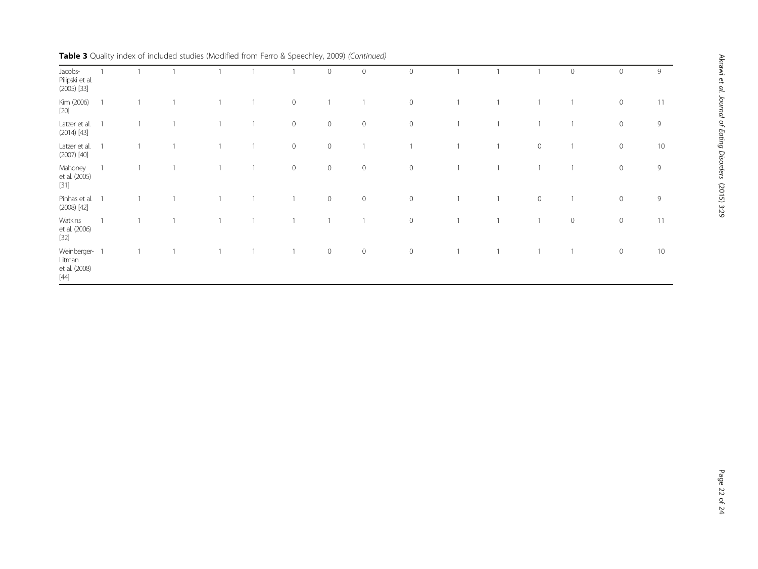**Table 3** Quality index of included studies (Modified from Ferro & Speechley, 2009) *(Continued)*

| | | | | | | | | | | | | | | | |
|---|---|---|---|---|---|---|---|---|---|---|---|---|---|---|---|
| Jacobs-Pilipski et al. (2005) [33] | 1 | 1 | 1 | 1 | 1 | 1 | 0 | 0 | 0 | 1 | 1 | 1 | 0 | 0 | 9 |
| Kim (2006) [20] | 1 | 1 | 1 | 1 | 1 | 0 | 1 | 1 | 0 | 1 | 1 | 1 | 1 | 0 | 11 |
| Latzer et al. (2014) [43] | 1 | 1 | 1 | 1 | 1 | 0 | 0 | 0 | 0 | 1 | 1 | 1 | 1 | 0 | 9 |
| Latzer et al. (2007) [40] | 1 | 1 | 1 | 1 | 1 | 0 | 0 | 1 | 1 | 1 | 1 | 0 | 1 | 0 | 10 |
| Mahoney et al. (2005) [31] | 1 | 1 | 1 | 1 | 1 | 0 | 0 | 0 | 0 | 1 | 1 | 1 | 1 | 0 | 9 |
| Pinhas et al. (2008) [42] | 1 | 1 | 1 | 1 | 1 | 1 | 0 | 0 | 0 | 1 | 1 | 0 | 1 | 0 | 9 |
| Watkins et al. (2006) [32] | 1 | 1 | 1 | 1 | 1 | 1 | 1 | 1 | 0 | 1 | 1 | 1 | 0 | 0 | 11 |
| Weinberger-Litman et al. (2008) [44] | 1 | 1 | 1 | 1 | 1 | 1 | 0 | 0 | 0 | 1 | 1 | 1 | 1 | 0 | 10 |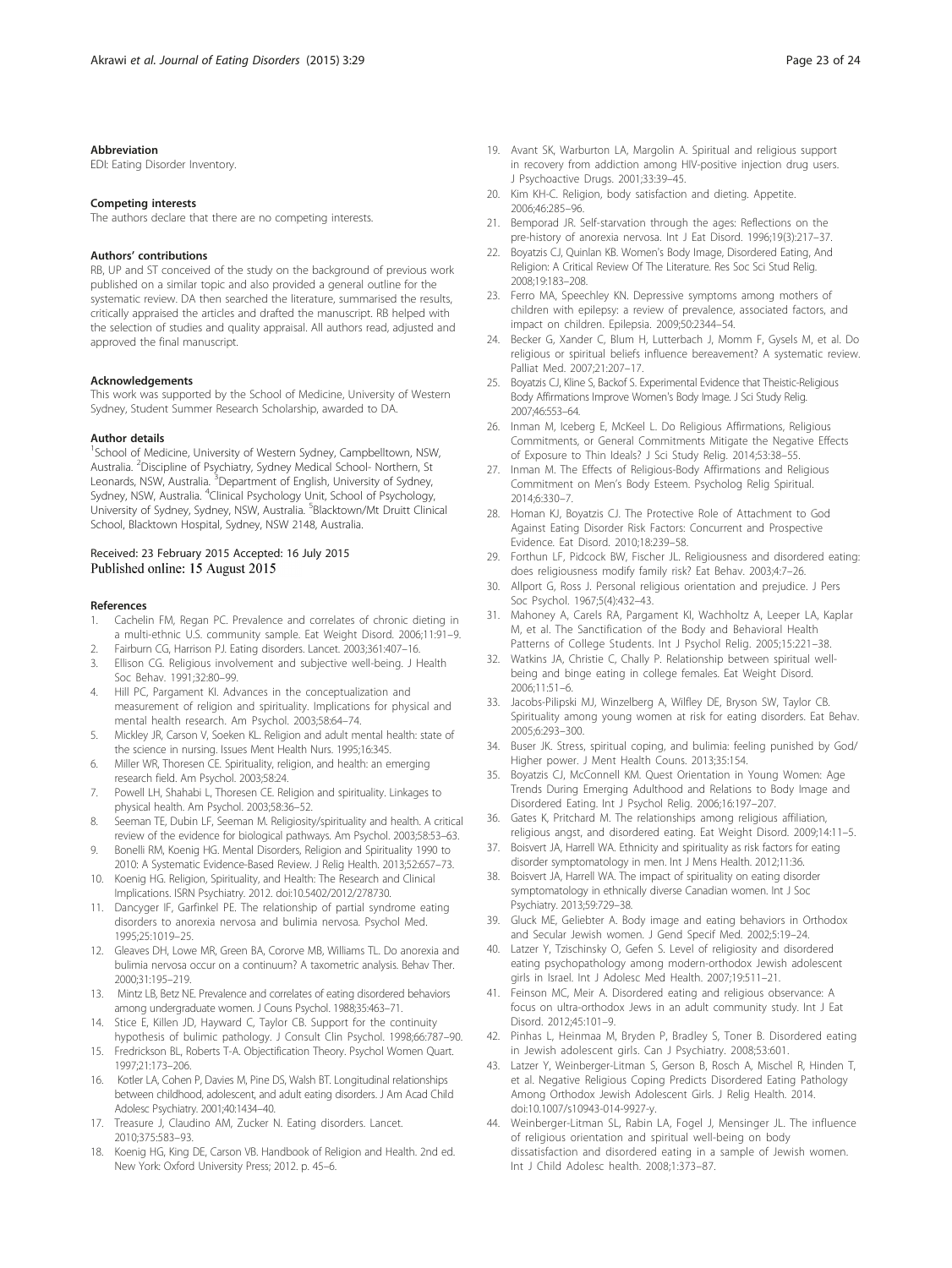### Abbreviation

EDI: Eating Disorder Inventory.

### Competing interests

The authors declare that there are no competing interests.

### Authors' contributions

RB, UP and ST conceived of the study on the background of previous work published on a similar topic and also provided a general outline for the systematic review. DA then searched the literature, summarised the results, critically appraised the articles and drafted the manuscript. RB helped with the selection of studies and quality appraisal. All authors read, adjusted and approved the final manuscript.

### Acknowledgements

This work was supported by the School of Medicine, University of Western Sydney, Student Summer Research Scholarship, awarded to DA.

### Author details

[1]School of Medicine, University of Western Sydney, Campbelltown, NSW, Australia. [2]Discipline of Psychiatry, Sydney Medical School- Northern, St Leonards, NSW, Australia. [3]Department of English, University of Sydney, Sydney, NSW, Australia. [4]Clinical Psychology Unit, School of Psychology, University of Sydney, Sydney, NSW, Australia. [5]Blacktown/Mt Druitt Clinical School, Blacktown Hospital, Sydney, NSW 2148, Australia.

Received: 23 February 2015 Accepted: 16 July 2015
Published online: 15 August 2015

### References

1. Cachelin FM, Regan PC. Prevalence and correlates of chronic dieting in a multi-ethnic U.S. community sample. Eat Weight Disord. 2006;11:91–9.
2. Fairburn CG, Harrison PJ. Eating disorders. Lancet. 2003;361:407–16.
3. Ellison CG. Religious involvement and subjective well-being. J Health Soc Behav. 1991;32:80–99.
4. Hill PC, Pargament KI. Advances in the conceptualization and measurement of religion and spirituality. Implications for physical and mental health research. Am Psychol. 2003;58:64–74.
5. Mickley JR, Carson V, Soeken KL. Religion and adult mental health: state of the science in nursing. Issues Ment Health Nurs. 1995;16:345.
6. Miller WR, Thoresen CE. Spirituality, religion, and health: an emerging research field. Am Psychol. 2003;58:24.
7. Powell LH, Shahabi L, Thoresen CE. Religion and spirituality. Linkages to physical health. Am Psychol. 2003;58:36–52.
8. Seeman TE, Dubin LF, Seeman M. Religiosity/spirituality and health. A critical review of the evidence for biological pathways. Am Psychol. 2003;58:53–63.
9. Bonelli RM, Koenig HG. Mental Disorders, Religion and Spirituality 1990 to 2010: A Systematic Evidence-Based Review. J Relig Health. 2013;52:657–73.
10. Koenig HG. Religion, Spirituality, and Health: The Research and Clinical Implications. ISRN Psychiatry. 2012. doi:10.5402/2012/278730.
11. Dancyger IF, Garfinkel PE. The relationship of partial syndrome eating disorders to anorexia nervosa and bulimia nervosa. Psychol Med. 1995;25:1019–25.
12. Gleaves DH, Lowe MR, Green BA, Cororve MB, Williams TL. Do anorexia and bulimia nervosa occur on a continuum? A taxometric analysis. Behav Ther. 2000;31:195–219.
13. Mintz LB, Betz NE. Prevalence and correlates of eating disordered behaviors among undergraduate women. J Couns Psychol. 1988;35:463–71.
14. Stice E, Killen JD, Hayward C, Taylor CB. Support for the continuity hypothesis of bulimic pathology. J Consult Clin Psychol. 1998;66:787–90.
15. Fredrickson BL, Roberts T-A. Objectification Theory. Psychol Women Quart. 1997;21:173–206.
16. Kotler LA, Cohen P, Davies M, Pine DS, Walsh BT. Longitudinal relationships between childhood, adolescent, and adult eating disorders. J Am Acad Child Adolesc Psychiatry. 2001;40:1434–40.
17. Treasure J, Claudino AM, Zucker N. Eating disorders. Lancet. 2010;375:583–93.
18. Koenig HG, King DE, Carson VB. Handbook of Religion and Health. 2nd ed. New York: Oxford University Press; 2012. p. 45–6.
19. Avant SK, Warburton LA, Margolin A. Spiritual and religious support in recovery from addiction among HIV-positive injection drug users. J Psychoactive Drugs. 2001;33:39–45.
20. Kim KH-C. Religion, body satisfaction and dieting. Appetite. 2006;46:285–96.
21. Bemporad JR. Self-starvation through the ages: Reflections on the pre-history of anorexia nervosa. Int J Eat Disord. 1996;19(3):217–37.
22. Boyatzis CJ, Quinlan KB. Women's Body Image, Disordered Eating, And Religion: A Critical Review Of The Literature. Res Soc Sci Stud Relig. 2008;19:183–208.
23. Ferro MA, Speechley KN. Depressive symptoms among mothers of children with epilepsy: a review of prevalence, associated factors, and impact on children. Epilepsia. 2009;50:2344–54.
24. Becker G, Xander C, Blum H, Lutterbach J, Momm F, Gysels M, et al. Do religious or spiritual beliefs influence bereavement? A systematic review. Palliat Med. 2007;21:207–17.
25. Boyatzis CJ, Kline S, Backof S. Experimental Evidence that Theistic-Religious Body Affirmations Improve Women's Body Image. J Sci Study Relig. 2007;46:553–64.
26. Inman M, Iceberg E, McKeel L. Do Religious Affirmations, Religious Commitments, or General Commitments Mitigate the Negative Effects of Exposure to Thin Ideals? J Sci Study Relig. 2014;53:38–55.
27. Inman M. The Effects of Religious-Body Affirmations and Religious Commitment on Men's Body Esteem. Psycholog Relig Spiritual. 2014;6:330–7.
28. Homan KJ, Boyatzis CJ. The Protective Role of Attachment to God Against Eating Disorder Risk Factors: Concurrent and Prospective Evidence. Eat Disord. 2010;18:239–58.
29. Forthun LF, Pidcock BW, Fischer JL. Religiousness and disordered eating: does religiousness modify family risk? Eat Behav. 2003;4:7–26.
30. Allport G, Ross J. Personal religious orientation and prejudice. J Pers Soc Psychol. 1967;5(4):432–43.
31. Mahoney A, Carels RA, Pargament KI, Wachholtz A, Leeper LA, Kaplar M, et al. The Sanctification of the Body and Behavioral Health Patterns of College Students. Int J Psychol Relig. 2005;15:221–38.
32. Watkins JA, Christie C, Chally P. Relationship between spiritual well-being and binge eating in college females. Eat Weight Disord. 2006;11:51–6.
33. Jacobs-Pilipski MJ, Winzelberg A, Wilfley DE, Bryson SW, Taylor CB. Spirituality among young women at risk for eating disorders. Eat Behav. 2005;6:293–300.
34. Buser JK. Stress, spiritual coping, and bulimia: feeling punished by God/ Higher power. J Ment Health Couns. 2013;35:154.
35. Boyatzis CJ, McConnell KM. Quest Orientation in Young Women: Age Trends During Emerging Adulthood and Relations to Body Image and Disordered Eating. Int J Psychol Relig. 2006;16:197–207.
36. Gates K, Pritchard M. The relationships among religious affiliation, religious angst, and disordered eating. Eat Weight Disord. 2009;14:11–5.
37. Boisvert JA, Harrell WA. Ethnicity and spirituality as risk factors for eating disorder symptomatology in men. Int J Mens Health. 2012;11:36.
38. Boisvert JA, Harrell WA. The impact of spirituality on eating disorder symptomatology in ethnically diverse Canadian women. Int J Soc Psychiatry. 2013;59:729–38.
39. Gluck ME, Geliebter A. Body image and eating behaviors in Orthodox and Secular Jewish women. J Gend Specif Med. 2002;5:19–24.
40. Latzer Y, Tzischinsky O, Gefen S. Level of religiosity and disordered eating psychopathology among modern-orthodox Jewish adolescent girls in Israel. Int J Adolesc Med Health. 2007;19:511–21.
41. Feinson MC, Meir A. Disordered eating and religious observance: A focus on ultra-orthodox Jews in an adult community study. Int J Eat Disord. 2012;45:101–9.
42. Pinhas L, Heinmaa M, Bryden P, Bradley S, Toner B. Disordered eating in Jewish adolescent girls. Can J Psychiatry. 2008;53:601.
43. Latzer Y, Weinberger-Litman S, Gerson B, Rosch A, Mischel R, Hinden T, et al. Negative Religious Coping Predicts Disordered Eating Pathology Among Orthodox Jewish Adolescent Girls. J Relig Health. 2014. doi:10.1007/s10943-014-9927-y.
44. Weinberger-Litman SL, Rabin LA, Fogel J, Mensinger JL. The influence of religious orientation and spiritual well-being on body dissatisfaction and disordered eating in a sample of Jewish women. Int J Child Adolesc health. 2008;1:373–87.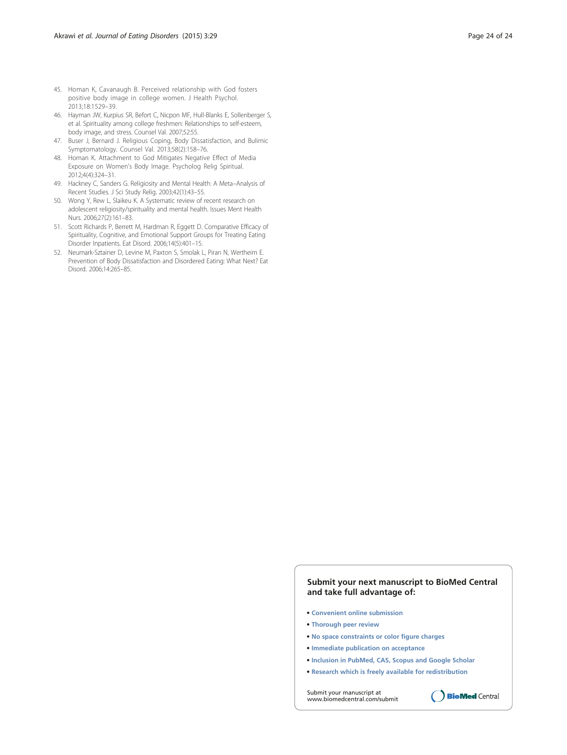45. Homan K, Cavanaugh B. Perceived relationship with God fosters positive body image in college women. J Health Psychol. 2013;18:1529–39.
46. Hayman JW, Kurpius SR, Befort C, Nicpon MF, Hull-Blanks E, Sollenberger S, et al. Spirituality among college freshmen: Relationships to self-esteem, body image, and stress. Counsel Val. 2007;52:55.
47. Buser J, Bernard J. Religious Coping, Body Dissatisfaction, and Bulimic Symptomatology. Counsel Val. 2013;58(2):158–76.
48. Homan K. Attachment to God Mitigates Negative Effect of Media Exposure on Women's Body Image. Psycholog Relig Spiritual. 2012;4(4):324–31.
49. Hackney C, Sanders G. Religiosity and Mental Health: A Meta–Analysis of Recent Studies. J Sci Study Relig. 2003;42(1):43–55.
50. Wong Y, Rew L, Slaikeu K. A Systematic review of recent research on adolescent religiosity/spirituality and mental health. Issues Ment Health Nurs. 2006;27(2):161–83.
51. Scott Richards P, Berrett M, Hardman R, Eggett D. Comparative Efficacy of Spirituality, Cognitive, and Emotional Support Groups for Treating Eating Disorder Inpatients. Eat Disord. 2006;14(5):401–15.
52. Neumark-Sztainer D, Levine M, Paxton S, Smolak L, Piran N, Wertheim E. Prevention of Body Dissatisfaction and Disordered Eating: What Next? Eat Disord. 2006;14:265–85.

**Submit your next manuscript to BioMed Central and take full advantage of:**

- **Convenient online submission**
- **Thorough peer review**
- **No space constraints or color figure charges**
- **Immediate publication on acceptance**
- **Inclusion in PubMed, CAS, Scopus and Google Scholar**
- **Research which is freely available for redistribution**

Submit your manuscript at
www.biomedcentral.com/submit

BioMed Central